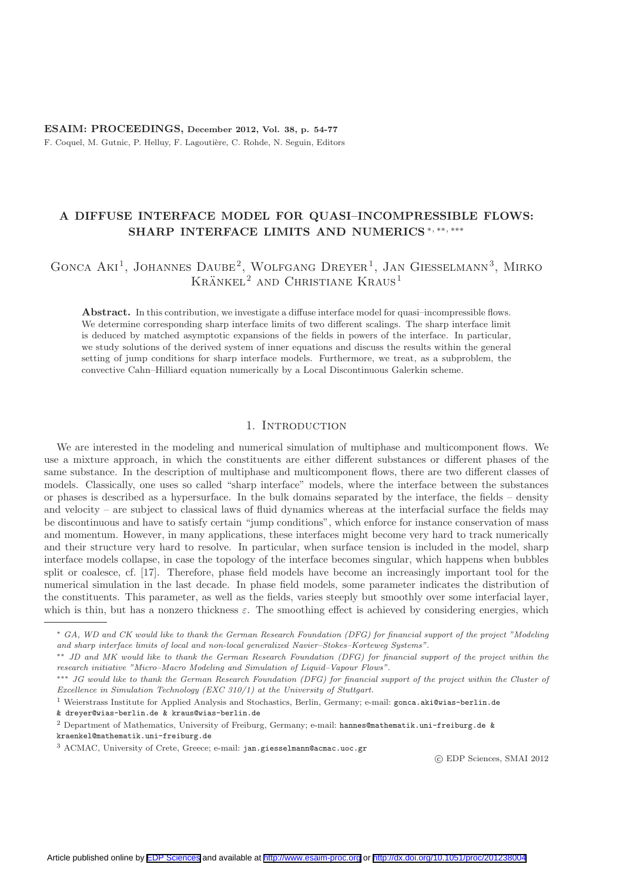# A DIFFUSE INTERFACE MODEL FOR QUASI–INCOMPRESSIBLE FLOWS: SHARP INTERFACE LIMITS AND NUMERICS [*, **, ***]

Gonca Aki[1], Johannes Daube[2], Wolfgang Dreyer[1], Jan Giesselmann[3], Mirko Kränkel[2] and Christiane Kraus[1]

**Abstract.** In this contribution, we investigate a diffuse interface model for quasi–incompressible flows. We determine corresponding sharp interface limits of two different scalings. The sharp interface limit is deduced by matched asymptotic expansions of the fields in powers of the interface. In particular, we study solutions of the derived system of inner equations and discuss the results within the general setting of jump conditions for sharp interface models. Furthermore, we treat, as a subproblem, the convective Cahn–Hilliard equation numerically by a Local Discontinuous Galerkin scheme.

## 1. Introduction

We are interested in the modeling and numerical simulation of multiphase and multicomponent flows. We use a mixture approach, in which the constituents are either different substances or different phases of the same substance. In the description of multiphase and multicomponent flows, there are two different classes of models. Classically, one uses so called "sharp interface" models, where the interface between the substances or phases is described as a hypersurface. In the bulk domains separated by the interface, the fields – density and velocity – are subject to classical laws of fluid dynamics whereas at the interfacial surface the fields may be discontinuous and have to satisfy certain "jump conditions", which enforce for instance conservation of mass and momentum. However, in many applications, these interfaces might become very hard to track numerically and their structure very hard to resolve. In particular, when surface tension is included in the model, sharp interface models collapse, in case the topology of the interface becomes singular, which happens when bubbles split or coalesce, cf. [17]. Therefore, phase field models have become an increasingly important tool for the numerical simulation in the last decade. In phase field models, some parameter indicates the distribution of the constituents. This parameter, as well as the fields, varies steeply but smoothly over some interfacial layer, which is thin, but has a nonzero thickness $\varepsilon$. The smoothing effect is achieved by considering energies, which

---

[*] *GA, WD and CK would like to thank the German Research Foundation (DFG) for financial support of the project "Modeling and sharp interface limits of local and non-local generalized Navier–Stokes–Korteweg Systems".*

[**] *JD and MK would like to thank the German Research Foundation (DFG) for financial support of the project within the research initiative "Micro–Macro Modeling and Simulation of Liquid–Vapour Flows".*

[***] *JG would like to thank the German Research Foundation (DFG) for financial support of the project within the Cluster of Excellence in Simulation Technology (EXC 310/1) at the University of Stuttgart.*

[1] Weierstrass Institute for Applied Analysis and Stochastics, Berlin, Germany; e-mail: gonca.aki@wias-berlin.de & dreyer@wias-berlin.de & kraus@wias-berlin.de

[2] Department of Mathematics, University of Freiburg, Germany; e-mail: hannes@mathematik.uni-freiburg.de & kraenkel@mathematik.uni-freiburg.de

[3] ACMAC, University of Crete, Greece; e-mail: jan.giesselmann@acmac.uoc.gr

© EDP Sciences, SMAI 2012

Article published online by EDP Sciences and available at http://www.esaim-proc.org or http://dx.doi.org/10.1051/proc/201238004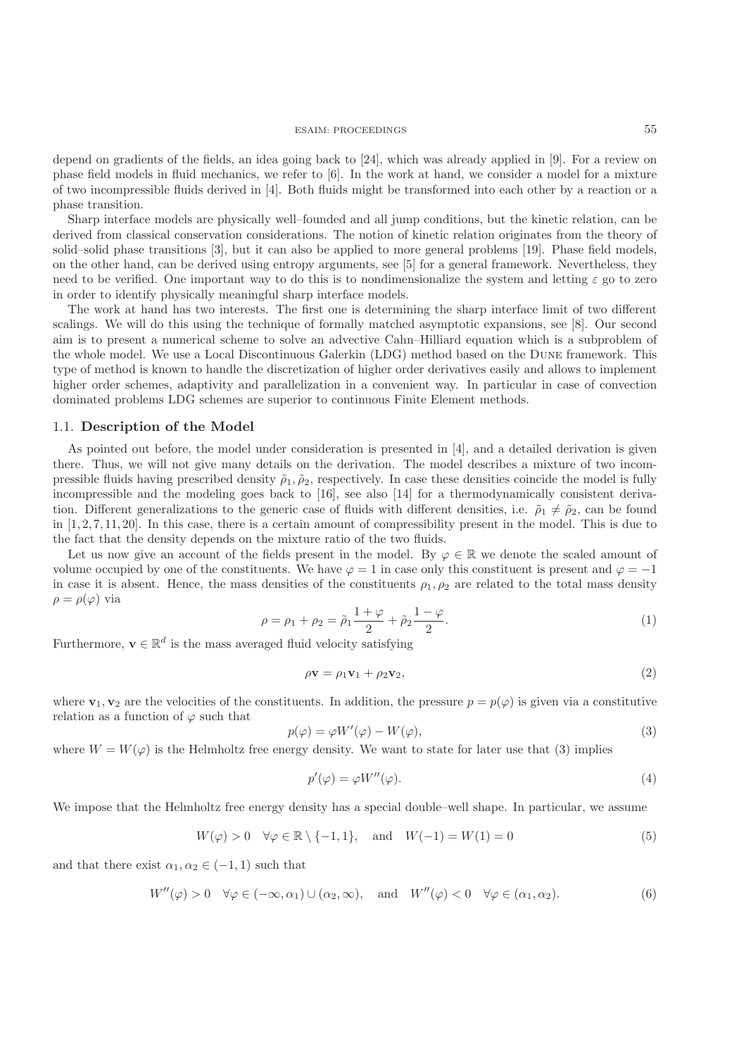depend on gradients of the fields, an idea going back to [24], which was already applied in [9]. For a review on phase field models in fluid mechanics, we refer to [6]. In the work at hand, we consider a model for a mixture of two incompressible fluids derived in [4]. Both fluids might be transformed into each other by a reaction or a phase transition.

Sharp interface models are physically well–founded and all jump conditions, but the kinetic relation, can be derived from classical conservation considerations. The notion of kinetic relation originates from the theory of solid–solid phase transitions [3], but it can also be applied to more general problems [19]. Phase field models, on the other hand, can be derived using entropy arguments, see [5] for a general framework. Nevertheless, they need to be verified. One important way to do this is to nondimensionalize the system and letting $\varepsilon$ go to zero in order to identify physically meaningful sharp interface models.

The work at hand has two interests. The first one is determining the sharp interface limit of two different scalings. We will do this using the technique of formally matched asymptotic expansions, see [8]. Our second aim is to present a numerical scheme to solve an advective Cahn–Hilliard equation which is a subproblem of the whole model. We use a Local Discontinuous Galerkin (LDG) method based on the Dune framework. This type of method is known to handle the discretization of higher order derivatives easily and allows to implement higher order schemes, adaptivity and parallelization in a convenient way. In particular in case of convection dominated problems LDG schemes are superior to continuous Finite Element methods.

### 1.1. Description of the Model

As pointed out before, the model under consideration is presented in [4], and a detailed derivation is given there. Thus, we will not give many details on the derivation. The model describes a mixture of two incompressible fluids having prescribed density $\tilde{\rho}_1, \tilde{\rho}_2$, respectively. In case these densities coincide the model is fully incompressible and the modeling goes back to [16], see also [14] for a thermodynamically consistent derivation. Different generalizations to the generic case of fluids with different densities, i.e. $\tilde{\rho}_1 \neq \tilde{\rho}_2$, can be found in [1, 2, 7, 11, 20]. In this case, there is a certain amount of compressibility present in the model. This is due to the fact that the density depends on the mixture ratio of the two fluids.

Let us now give an account of the fields present in the model. By $\varphi \in \mathbb{R}$ we denote the scaled amount of volume occupied by one of the constituents. We have $\varphi = 1$ in case only this constituent is present and $\varphi = -1$ in case it is absent. Hence, the mass densities of the constituents $\rho_1, \rho_2$ are related to the total mass density $\rho = \rho(\varphi)$ via

$$\rho = \rho_1 + \rho_2 = \tilde{\rho}_1 \frac{1+\varphi}{2} + \tilde{\rho}_2 \frac{1-\varphi}{2}. \tag{1}$$

Furthermore, $\mathbf{v} \in \mathbb{R}^d$ is the mass averaged fluid velocity satisfying

$$\rho \mathbf{v} = \rho_1 \mathbf{v}_1 + \rho_2 \mathbf{v}_2, \tag{2}$$

where $\mathbf{v}_1, \mathbf{v}_2$ are the velocities of the constituents. In addition, the pressure $p = p(\varphi)$ is given via a constitutive relation as a function of $\varphi$ such that

$$p(\varphi) = \varphi W'(\varphi) - W(\varphi), \tag{3}$$

where $W = W(\varphi)$ is the Helmholtz free energy density. We want to state for later use that (3) implies

$$p'(\varphi) = \varphi W''(\varphi). \tag{4}$$

We impose that the Helmholtz free energy density has a special double–well shape. In particular, we assume

$$W(\varphi) > 0 \quad \forall \varphi \in \mathbb{R} \setminus \{-1, 1\}, \quad \text{and} \quad W(-1) = W(1) = 0 \tag{5}$$

and that there exist $\alpha_1, \alpha_2 \in (-1, 1)$ such that

$$W''(\varphi) > 0 \quad \forall \varphi \in (-\infty, \alpha_1) \cup (\alpha_2, \infty), \quad \text{and} \quad W''(\varphi) < 0 \quad \forall \varphi \in (\alpha_1, \alpha_2). \tag{6}$$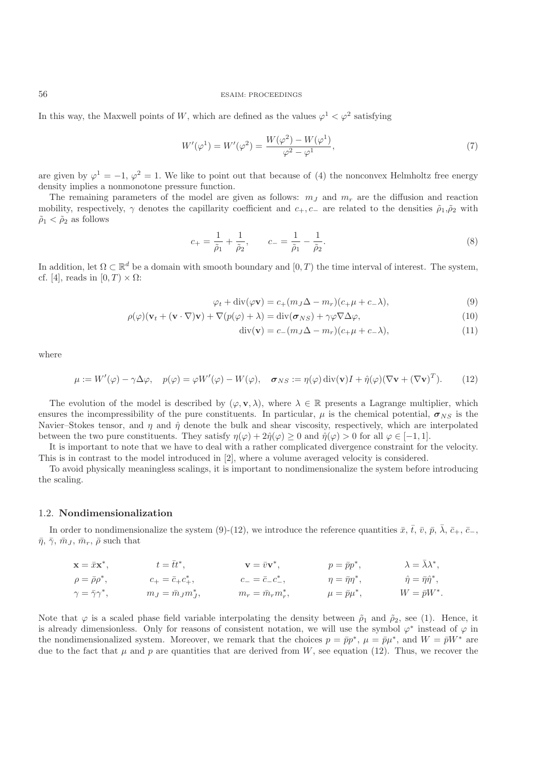In this way, the Maxwell points of $W$, which are defined as the values $\varphi^1 < \varphi^2$ satisfying

$$W'(\varphi^1) = W'(\varphi^2) = \frac{W(\varphi^2) - W(\varphi^1)}{\varphi^2 - \varphi^1}, \tag{7}$$

are given by $\varphi^1 = -1$, $\varphi^2 = 1$. We like to point out that because of (4) the nonconvex Helmholtz free energy density implies a nonmonotone pressure function.

The remaining parameters of the model are given as follows: $m_J$ and $m_r$ are the diffusion and reaction mobility, respectively, $\gamma$ denotes the capillarity coefficient and $c_+, c_-$ are related to the densities $\tilde{\rho}_1, \tilde{\rho}_2$ with $\tilde{\rho}_1 < \tilde{\rho}_2$ as follows

$$c_+ = \frac{1}{\tilde{\rho}_1} + \frac{1}{\tilde{\rho}_2}, \qquad c_- = \frac{1}{\tilde{\rho}_1} - \frac{1}{\tilde{\rho}_2}. \tag{8}$$

In addition, let $\Omega \subset \mathbb{R}^d$ be a domain with smooth boundary and $[0, T)$ the time interval of interest. The system, cf. [4], reads in $[0, T) \times \Omega$:

$$\varphi_t + \operatorname{div}(\varphi \mathbf{v}) = c_+(m_J \Delta - m_r)(c_+ \mu + c_- \lambda), \tag{9}$$

$$\rho(\varphi)(\mathbf{v}_t + (\mathbf{v} \cdot \nabla)\mathbf{v}) + \nabla(p(\varphi) + \lambda) = \operatorname{div}(\boldsymbol{\sigma}_{NS}) + \gamma \varphi \nabla \Delta \varphi, \tag{10}$$

$$\operatorname{div}(\mathbf{v}) = c_-(m_J \Delta - m_r)(c_+ \mu + c_- \lambda), \tag{11}$$

where

$$\mu := W'(\varphi) - \gamma \Delta \varphi, \quad p(\varphi) = \varphi W'(\varphi) - W(\varphi), \quad \boldsymbol{\sigma}_{NS} := \eta(\varphi) \operatorname{div}(\mathbf{v}) I + \hat{\eta}(\varphi)(\nabla \mathbf{v} + (\nabla \mathbf{v})^T). \tag{12}$$

The evolution of the model is described by $(\varphi, \mathbf{v}, \lambda)$, where $\lambda \in \mathbb{R}$ presents a Lagrange multiplier, which ensures the incompressibility of the pure constituents. In particular, $\mu$ is the chemical potential, $\boldsymbol{\sigma}_{NS}$ is the Navier–Stokes tensor, and $\eta$ and $\hat{\eta}$ denote the bulk and shear viscosity, respectively, which are interpolated between the two pure constituents. They satisfy $\eta(\varphi) + 2\hat{\eta}(\varphi) \geq 0$ and $\hat{\eta}(\varphi) > 0$ for all $\varphi \in [-1, 1]$.

It is important to note that we have to deal with a rather complicated divergence constraint for the velocity. This is in contrast to the model introduced in [2], where a volume averaged velocity is considered.

To avoid physically meaningless scalings, it is important to nondimensionalize the system before introducing the scaling.

### 1.2. Nondimensionalization

In order to nondimensionalize the system (9)-(12), we introduce the reference quantities $\bar{x}$, $\bar{t}$, $\bar{v}$, $\bar{p}$, $\bar{\lambda}$, $\bar{c}_+$, $\bar{c}_-$, $\bar{\eta}$, $\bar{\gamma}$, $\bar{m}_J$, $\bar{m}_r$, $\bar{\rho}$ such that

$$\begin{array}{lllll}
\mathbf{x} = \bar{x}\mathbf{x}^*, & t = \bar{t}t^*, & \mathbf{v} = \bar{v}\mathbf{v}^*, & p = \bar{p}p^*, & \lambda = \bar{\lambda}\lambda^*, \\
\rho = \bar{\rho}\rho^*, & c_+ = \bar{c}_+ c_+^*, & c_- = \bar{c}_- c_-^*, & \eta = \bar{\eta}\eta^*, & \hat{\eta} = \bar{\eta}\hat{\eta}^*, \\
\gamma = \bar{\gamma}\gamma^*, & m_J = \bar{m}_J m_J^*, & m_r = \bar{m}_r m_r^*, & \mu = \bar{p}\mu^*, & W = \bar{p}W^*.
\end{array}$$

Note that $\varphi$ is a scaled phase field variable interpolating the density between $\tilde{\rho}_1$ and $\tilde{\rho}_2$, see (1). Hence, it is already dimensionless. Only for reasons of consistent notation, we will use the symbol $\varphi^*$ instead of $\varphi$ in the nondimensionalized system. Moreover, we remark that the choices $p = \bar{p}p^*$, $\mu = \bar{p}\mu^*$, and $W = \bar{p}W^*$ are due to the fact that $\mu$ and $p$ are quantities that are derived from $W$, see equation (12). Thus, we recover the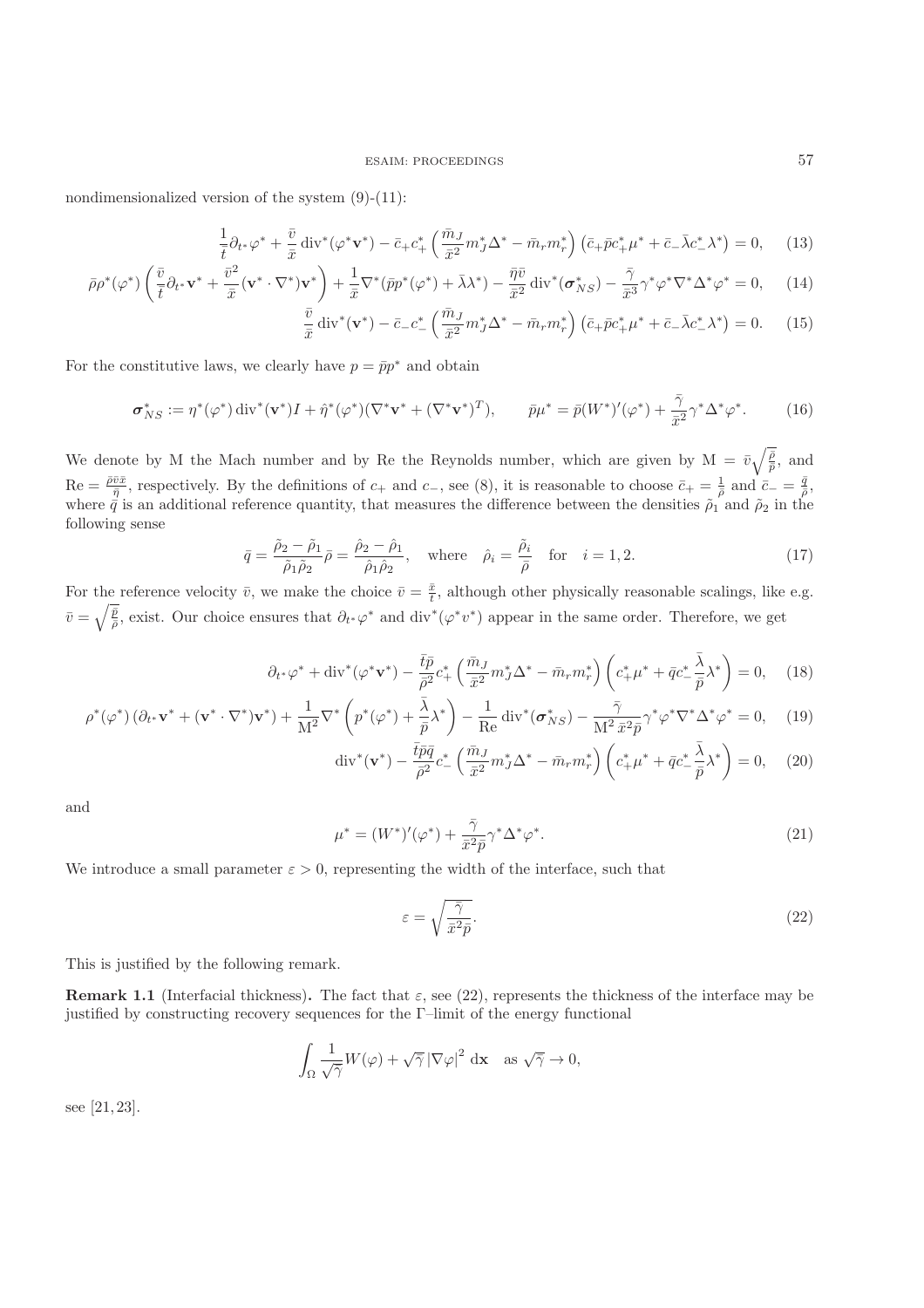nondimensionalized version of the system (9)-(11):

$$\frac{1}{\bar{t}}\partial_{t^*}\varphi^* + \frac{\bar{v}}{\bar{x}}\operatorname{div}^*(\varphi^*\mathbf{v}^*) - \bar{c}_+ c_+^* \left(\frac{\bar{m}_J}{\bar{x}^2} m_J^* \Delta^* - \bar{m}_r m_r^*\right)\left(\bar{c}_+ \bar{p} c_+^* \mu^* + \bar{c}_- \bar{\lambda} c_-^* \lambda^*\right) = 0, \tag{13}$$

$$\bar{\rho}\rho^*(\varphi^*)\left(\frac{\bar{v}}{\bar{t}}\partial_{t^*}\mathbf{v}^* + \frac{\bar{v}^2}{\bar{x}}(\mathbf{v}^*\cdot\nabla^*)\mathbf{v}^*\right) + \frac{1}{\bar{x}}\nabla^*(\bar{p}p^*(\varphi^*) + \bar{\lambda}\lambda^*) - \frac{\bar{\eta}\bar{v}}{\bar{x}^2}\operatorname{div}^*(\boldsymbol{\sigma}_{NS}^*) - \frac{\bar{\gamma}}{\bar{x}^3}\gamma^*\varphi^*\nabla^*\Delta^*\varphi^* = 0, \tag{14}$$

$$\frac{\bar{v}}{\bar{x}}\operatorname{div}^*(\mathbf{v}^*) - \bar{c}_- c_-^* \left(\frac{\bar{m}_J}{\bar{x}^2} m_J^* \Delta^* - \bar{m}_r m_r^*\right)\left(\bar{c}_+ \bar{p} c_+^* \mu^* + \bar{c}_- \bar{\lambda} c_-^* \lambda^*\right) = 0. \tag{15}$$

For the constitutive laws, we clearly have $p = \bar{p}p^*$ and obtain

$$\boldsymbol{\sigma}_{NS}^* := \eta^*(\varphi^*)\operatorname{div}^*(\mathbf{v}^*)I + \hat{\eta}^*(\varphi^*)(\nabla^*\mathbf{v}^* + (\nabla^*\mathbf{v}^*)^T), \qquad \bar{p}\mu^* = \bar{p}(W^*)'(\varphi^*) + \frac{\bar{\gamma}}{\bar{x}^2}\gamma^*\Delta^*\varphi^*. \tag{16}$$

We denote by M the Mach number and by Re the Reynolds number, which are given by $\mathrm{M} = \bar{v}\sqrt{\frac{\bar{\rho}}{\bar{p}}}$, and $\mathrm{Re} = \frac{\bar{\rho}\bar{v}\bar{x}}{\bar{\eta}}$, respectively. By the definitions of $c_+$ and $c_-$, see (8), it is reasonable to choose $\bar{c}_+ = \frac{1}{\bar{\rho}}$ and $\bar{c}_- = \frac{\bar{q}}{\bar{\rho}}$, where $\bar{q}$ is an additional reference quantity, that measures the difference between the densities $\tilde{\rho}_1$ and $\tilde{\rho}_2$ in the following sense

$$\bar{q} = \frac{\tilde{\rho}_2 - \tilde{\rho}_1}{\tilde{\rho}_1\tilde{\rho}_2}\bar{\rho} = \frac{\hat{\rho}_2 - \hat{\rho}_1}{\hat{\rho}_1\hat{\rho}_2}, \quad \text{where} \quad \hat{\rho}_i = \frac{\tilde{\rho}_i}{\bar{\rho}} \quad \text{for} \quad i = 1, 2. \tag{17}$$

For the reference velocity $\bar{v}$, we make the choice $\bar{v} = \frac{\bar{x}}{\bar{t}}$, although other physically reasonable scalings, like e.g. $\bar{v} = \sqrt{\frac{\bar{p}}{\bar{\rho}}}$, exist. Our choice ensures that $\partial_{t^*}\varphi^*$ and $\operatorname{div}^*(\varphi^* v^*)$ appear in the same order. Therefore, we get

$$\partial_{t^*}\varphi^* + \operatorname{div}^*(\varphi^*\mathbf{v}^*) - \frac{\bar{t}\bar{p}}{\bar{\rho}^2} c_+^* \left(\frac{\bar{m}_J}{\bar{x}^2} m_J^* \Delta^* - \bar{m}_r m_r^*\right)\left(c_+^*\mu^* + \bar{q}c_-^*\frac{\bar{\lambda}}{\bar{p}}\lambda^*\right) = 0, \tag{18}$$

$$\rho^*(\varphi^*)\left(\partial_{t^*}\mathbf{v}^* + (\mathbf{v}^*\cdot\nabla^*)\mathbf{v}^*\right) + \frac{1}{\mathrm{M}^2}\nabla^*\left(p^*(\varphi^*) + \frac{\bar{\lambda}}{\bar{p}}\lambda^*\right) - \frac{1}{\mathrm{Re}}\operatorname{div}^*(\boldsymbol{\sigma}_{NS}^*) - \frac{\bar{\gamma}}{\mathrm{M}^2\,\bar{x}^2\bar{p}}\gamma^*\varphi^*\nabla^*\Delta^*\varphi^* = 0, \tag{19}$$

$$\operatorname{div}^*(\mathbf{v}^*) - \frac{\bar{t}\bar{p}\bar{q}}{\bar{\rho}^2} c_-^* \left(\frac{\bar{m}_J}{\bar{x}^2} m_J^* \Delta^* - \bar{m}_r m_r^*\right)\left(c_+^*\mu^* + \bar{q}c_-^*\frac{\bar{\lambda}}{\bar{p}}\lambda^*\right) = 0, \tag{20}$$

and

$$\mu^* = (W^*)'(\varphi^*) + \frac{\bar{\gamma}}{\bar{x}^2\bar{p}}\gamma^*\Delta^*\varphi^*. \tag{21}$$

We introduce a small parameter $\varepsilon > 0$, representing the width of the interface, such that

$$\varepsilon = \sqrt{\frac{\bar{\gamma}}{\bar{x}^2\bar{p}}}. \tag{22}$$

This is justified by the following remark.

**Remark 1.1** (Interfacial thickness)**.** The fact that $\varepsilon$, see (22), represents the thickness of the interface may be justified by constructing recovery sequences for the Γ–limit of the energy functional

$$\int_\Omega \frac{1}{\sqrt{\gamma}}W(\varphi) + \sqrt{\gamma}\,|\nabla\varphi|^2 \,\mathrm{d}\mathbf{x} \quad \text{as } \sqrt{\gamma} \to 0,$$

see [21, 23].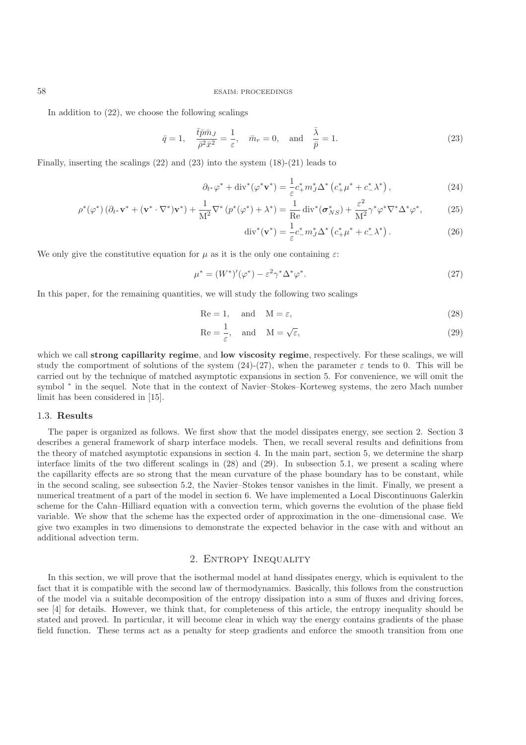In addition to (22), we choose the following scalings

$$\bar{q} = 1, \quad \frac{\bar{t}\bar{p}\bar{m}_J}{\bar{\rho}^2\bar{x}^2} = \frac{1}{\varepsilon}, \quad \bar{m}_r = 0, \quad \text{and} \quad \frac{\bar{\lambda}}{\bar{p}} = 1. \tag{23}$$

Finally, inserting the scalings (22) and (23) into the system (18)-(21) leads to

$$\partial_{t^*}\varphi^* + \operatorname{div}^*(\varphi^*\mathbf{v}^*) = \frac{1}{\varepsilon}c_+^* m_J^* \Delta^*\left(c_+^*\mu^* + c_-^*\lambda^*\right), \tag{24}$$

$$\rho^*(\varphi^*)\left(\partial_{t^*}\mathbf{v}^* + (\mathbf{v}^*\cdot\nabla^*)\mathbf{v}^*\right) + \frac{1}{\mathrm{M}^2}\nabla^*\left(p^*(\varphi^*) + \lambda^*\right) = \frac{1}{\mathrm{Re}}\operatorname{div}^*(\boldsymbol{\sigma}_{NS}^*) + \frac{\varepsilon^2}{\mathrm{M}^2}\gamma^*\varphi^*\nabla^*\Delta^*\varphi^*, \tag{25}$$

$$\operatorname{div}^*(\mathbf{v}^*) = \frac{1}{\varepsilon}c_-^* m_J^* \Delta^*\left(c_+^*\mu^* + c_-^*\lambda^*\right). \tag{26}$$

We only give the constitutive equation for $\mu$ as it is the only one containing $\varepsilon$:

$$\mu^* = (W^*)'(\varphi^*) - \varepsilon^2\gamma^*\Delta^*\varphi^*. \tag{27}$$

In this paper, for the remaining quantities, we will study the following two scalings

$$\mathrm{Re} = 1, \quad \text{and} \quad \mathrm{M} = \varepsilon, \tag{28}$$

$$\mathrm{Re} = \frac{1}{\varepsilon}, \quad \text{and} \quad \mathrm{M} = \sqrt{\varepsilon}, \tag{29}$$

which we call **strong capillarity regime**, and **low viscosity regime**, respectively. For these scalings, we will study the comportment of solutions of the system (24)-(27), when the parameter $\varepsilon$ tends to 0. This will be carried out by the technique of matched asymptotic expansions in section 5. For convenience, we will omit the symbol $^*$ in the sequel. Note that in the context of Navier–Stokes–Korteweg systems, the zero Mach number limit has been considered in [15].

### 1.3. Results

The paper is organized as follows. We first show that the model dissipates energy, see section 2. Section 3 describes a general framework of sharp interface models. Then, we recall several results and definitions from the theory of matched asymptotic expansions in section 4. In the main part, section 5, we determine the sharp interface limits of the two different scalings in (28) and (29). In subsection 5.1, we present a scaling where the capillarity effects are so strong that the mean curvature of the phase boundary has to be constant, while in the second scaling, see subsection 5.2, the Navier–Stokes tensor vanishes in the limit. Finally, we present a numerical treatment of a part of the model in section 6. We have implemented a Local Discontinuous Galerkin scheme for the Cahn–Hilliard equation with a convection term, which governs the evolution of the phase field variable. We show that the scheme has the expected order of approximation in the one–dimensional case. We give two examples in two dimensions to demonstrate the expected behavior in the case with and without an additional advection term.

## 2. Entropy Inequality

In this section, we will prove that the isothermal model at hand dissipates energy, which is equivalent to the fact that it is compatible with the second law of thermodynamics. Basically, this follows from the construction of the model via a suitable decomposition of the entropy dissipation into a sum of fluxes and driving forces, see [4] for details. However, we think that, for completeness of this article, the entropy inequality should be stated and proved. In particular, it will become clear in which way the energy contains gradients of the phase field function. These terms act as a penalty for steep gradients and enforce the smooth transition from one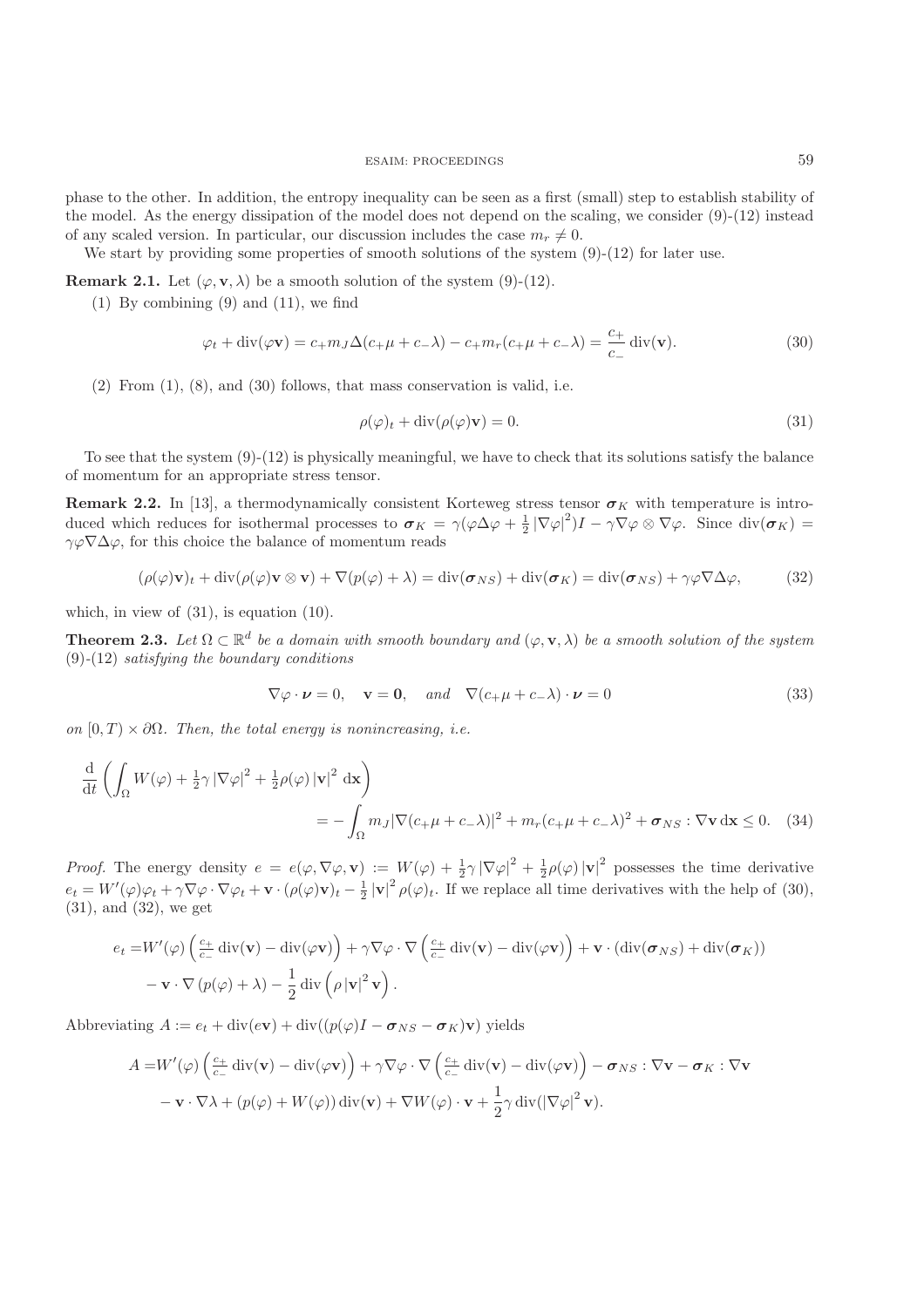phase to the other. In addition, the entropy inequality can be seen as a first (small) step to establish stability of the model. As the energy dissipation of the model does not depend on the scaling, we consider (9)-(12) instead of any scaled version. In particular, our discussion includes the case $m_r \neq 0$.

We start by providing some properties of smooth solutions of the system (9)-(12) for later use.

**Remark 2.1.** Let $(\varphi, \mathbf{v}, \lambda)$ be a smooth solution of the system (9)-(12).

(1) By combining (9) and (11), we find

$$\varphi_t + \operatorname{div}(\varphi \mathbf{v}) = c_+ m_J \Delta(c_+\mu + c_-\lambda) - c_+ m_r (c_+\mu + c_-\lambda) = \frac{c_+}{c_-} \operatorname{div}(\mathbf{v}). \tag{30}$$

(2) From (1), (8), and (30) follows, that mass conservation is valid, i.e.

$$\rho(\varphi)_t + \operatorname{div}(\rho(\varphi)\mathbf{v}) = 0. \tag{31}$$

To see that the system (9)-(12) is physically meaningful, we have to check that its solutions satisfy the balance of momentum for an appropriate stress tensor.

**Remark 2.2.** In [13], a thermodynamically consistent Korteweg stress tensor $\boldsymbol{\sigma}_K$ with temperature is introduced which reduces for isothermal processes to $\boldsymbol{\sigma}_K = \gamma(\varphi\Delta\varphi + \frac{1}{2}|\nabla\varphi|^2)I - \gamma\nabla\varphi \otimes \nabla\varphi$. Since $\operatorname{div}(\boldsymbol{\sigma}_K) = \gamma\varphi\nabla\Delta\varphi$, for this choice the balance of momentum reads

$$(\rho(\varphi)\mathbf{v})_t + \operatorname{div}(\rho(\varphi)\mathbf{v} \otimes \mathbf{v}) + \nabla(p(\varphi) + \lambda) = \operatorname{div}(\boldsymbol{\sigma}_{NS}) + \operatorname{div}(\boldsymbol{\sigma}_K) = \operatorname{div}(\boldsymbol{\sigma}_{NS}) + \gamma\varphi\nabla\Delta\varphi, \tag{32}$$

which, in view of (31), is equation (10).

**Theorem 2.3.** *Let $\Omega \subset \mathbb{R}^d$ be a domain with smooth boundary and $(\varphi, \mathbf{v}, \lambda)$ be a smooth solution of the system (9)-(12) satisfying the boundary conditions*

$$\nabla\varphi \cdot \boldsymbol{\nu} = 0, \quad \mathbf{v} = \mathbf{0}, \quad \text{and} \quad \nabla(c_+\mu + c_-\lambda) \cdot \boldsymbol{\nu} = 0 \tag{33}$$

*on $[0, T) \times \partial\Omega$. Then, the total energy is nonincreasing, i.e.*

$$\frac{\mathrm{d}}{\mathrm{d}t}\left(\int_\Omega W(\varphi) + \tfrac{1}{2}\gamma|\nabla\varphi|^2 + \tfrac{1}{2}\rho(\varphi)|\mathbf{v}|^2 \,\mathrm{d}\mathbf{x}\right) = -\int_\Omega m_J|\nabla(c_+\mu + c_-\lambda)|^2 + m_r(c_+\mu + c_-\lambda)^2 + \boldsymbol{\sigma}_{NS} : \nabla\mathbf{v}\,\mathrm{d}\mathbf{x} \leq 0. \tag{34}$$

*Proof.* The energy density $e = e(\varphi, \nabla\varphi, \mathbf{v}) := W(\varphi) + \frac{1}{2}\gamma|\nabla\varphi|^2 + \frac{1}{2}\rho(\varphi)|\mathbf{v}|^2$ possesses the time derivative $e_t = W'(\varphi)\varphi_t + \gamma\nabla\varphi \cdot \nabla\varphi_t + \mathbf{v} \cdot (\rho(\varphi)\mathbf{v})_t - \frac{1}{2}|\mathbf{v}|^2\rho(\varphi)_t$. If we replace all time derivatives with the help of (30), (31), and (32), we get

$$\begin{aligned}
e_t =& W'(\varphi)\left(\tfrac{c_+}{c_-}\operatorname{div}(\mathbf{v}) - \operatorname{div}(\varphi\mathbf{v})\right) + \gamma\nabla\varphi \cdot \nabla\left(\tfrac{c_+}{c_-}\operatorname{div}(\mathbf{v}) - \operatorname{div}(\varphi\mathbf{v})\right) + \mathbf{v} \cdot (\operatorname{div}(\boldsymbol{\sigma}_{NS}) + \operatorname{div}(\boldsymbol{\sigma}_K)) \\
&- \mathbf{v} \cdot \nabla(p(\varphi) + \lambda) - \frac{1}{2}\operatorname{div}\left(\rho|\mathbf{v}|^2\mathbf{v}\right).
\end{aligned}$$

Abbreviating $A := e_t + \operatorname{div}(e\mathbf{v}) + \operatorname{div}((p(\varphi)I - \boldsymbol{\sigma}_{NS} - \boldsymbol{\sigma}_K)\mathbf{v})$ yields

$$\begin{aligned}
A =& W'(\varphi)\left(\tfrac{c_+}{c_-}\operatorname{div}(\mathbf{v}) - \operatorname{div}(\varphi\mathbf{v})\right) + \gamma\nabla\varphi \cdot \nabla\left(\tfrac{c_+}{c_-}\operatorname{div}(\mathbf{v}) - \operatorname{div}(\varphi\mathbf{v})\right) - \boldsymbol{\sigma}_{NS} : \nabla\mathbf{v} - \boldsymbol{\sigma}_K : \nabla\mathbf{v} \\
&- \mathbf{v} \cdot \nabla\lambda + (p(\varphi) + W(\varphi))\operatorname{div}(\mathbf{v}) + \nabla W(\varphi) \cdot \mathbf{v} + \frac{1}{2}\gamma\operatorname{div}(|\nabla\varphi|^2\mathbf{v}).
\end{aligned}$$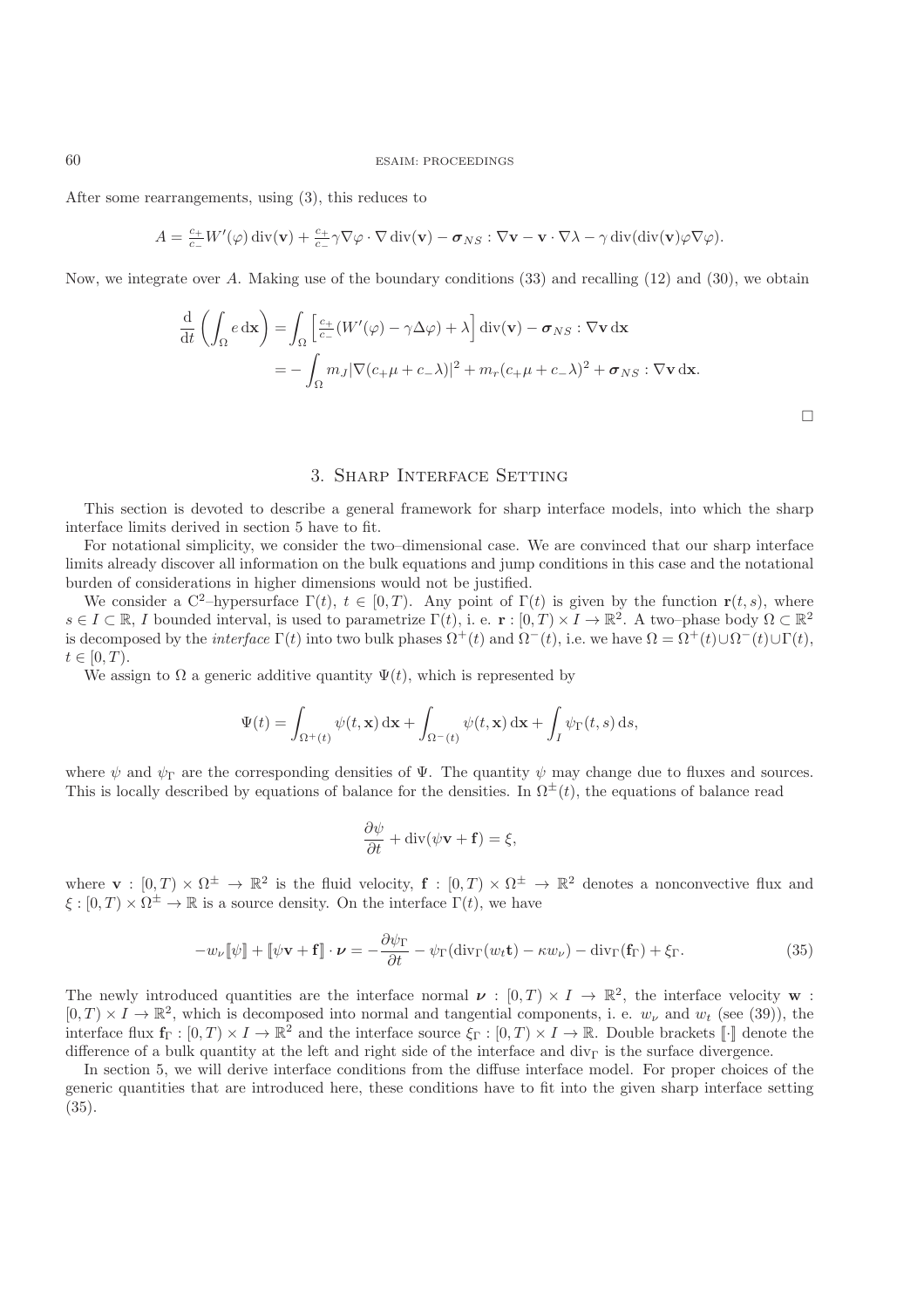After some rearrangements, using (3), this reduces to

$$A = \tfrac{c_+}{c_-} W'(\varphi)\,\mathrm{div}(\mathbf{v}) + \tfrac{c_+}{c_-}\gamma \nabla\varphi \cdot \nabla\,\mathrm{div}(\mathbf{v}) - \boldsymbol{\sigma}_{NS} : \nabla \mathbf{v} - \mathbf{v}\cdot\nabla\lambda - \gamma\,\mathrm{div}(\mathrm{div}(\mathbf{v})\varphi\nabla\varphi).$$

Now, we integrate over $A$. Making use of the boundary conditions (33) and recalling (12) and (30), we obtain

$$\begin{aligned}
\frac{\mathrm{d}}{\mathrm{d}t}\left(\int_\Omega e\,\mathrm{d}\mathbf{x}\right) &= \int_\Omega \left[\tfrac{c_+}{c_-}(W'(\varphi) - \gamma\Delta\varphi) + \lambda\right]\mathrm{div}(\mathbf{v}) - \boldsymbol{\sigma}_{NS} : \nabla\mathbf{v}\,\mathrm{d}\mathbf{x} \\
&= -\int_\Omega m_J |\nabla(c_+\mu + c_-\lambda)|^2 + m_r(c_+\mu + c_-\lambda)^2 + \boldsymbol{\sigma}_{NS} : \nabla\mathbf{v}\,\mathrm{d}\mathbf{x}.
\end{aligned}$$

□

## 3. Sharp Interface Setting

This section is devoted to describe a general framework for sharp interface models, into which the sharp interface limits derived in section 5 have to fit.

For notational simplicity, we consider the two–dimensional case. We are convinced that our sharp interface limits already discover all information on the bulk equations and jump conditions in this case and the notational burden of considerations in higher dimensions would not be justified.

We consider a $\mathrm{C}^2$–hypersurface $\Gamma(t)$, $t \in [0,T)$. Any point of $\Gamma(t)$ is given by the function $\mathbf{r}(t,s)$, where $s \in I \subset \mathbb{R}$, $I$ bounded interval, is used to parametrize $\Gamma(t)$, i. e. $\mathbf{r} : [0,T) \times I \to \mathbb{R}^2$. A two–phase body $\Omega \subset \mathbb{R}^2$ is decomposed by the *interface* $\Gamma(t)$ into two bulk phases $\Omega^+(t)$ and $\Omega^-(t)$, i.e. we have $\Omega = \Omega^+(t) \cup \Omega^-(t) \cup \Gamma(t)$, $t \in [0,T)$.

We assign to $\Omega$ a generic additive quantity $\Psi(t)$, which is represented by

$$\Psi(t) = \int_{\Omega^+(t)} \psi(t,\mathbf{x})\,\mathrm{d}\mathbf{x} + \int_{\Omega^-(t)} \psi(t,\mathbf{x})\,\mathrm{d}\mathbf{x} + \int_I \psi_\Gamma(t,s)\,\mathrm{d}s,$$

where $\psi$ and $\psi_\Gamma$ are the corresponding densities of $\Psi$. The quantity $\psi$ may change due to fluxes and sources. This is locally described by equations of balance for the densities. In $\Omega^\pm(t)$, the equations of balance read

$$\frac{\partial\psi}{\partial t} + \mathrm{div}(\psi\mathbf{v} + \mathbf{f}) = \xi,$$

where $\mathbf{v} : [0,T) \times \Omega^\pm \to \mathbb{R}^2$ is the fluid velocity, $\mathbf{f} : [0,T) \times \Omega^\pm \to \mathbb{R}^2$ denotes a nonconvective flux and $\xi : [0,T) \times \Omega^\pm \to \mathbb{R}$ is a source density. On the interface $\Gamma(t)$, we have

$$-w_\nu [\![\psi]\!] + [\![\psi\mathbf{v} + \mathbf{f}]\!] \cdot \boldsymbol{\nu} = -\frac{\partial\psi_\Gamma}{\partial t} - \psi_\Gamma(\mathrm{div}_\Gamma(w_t\mathbf{t}) - \kappa w_\nu) - \mathrm{div}_\Gamma(\mathbf{f}_\Gamma) + \xi_\Gamma. \tag{35}$$

The newly introduced quantities are the interface normal $\boldsymbol{\nu} : [0,T) \times I \to \mathbb{R}^2$, the interface velocity $\mathbf{w} : [0,T) \times I \to \mathbb{R}^2$, which is decomposed into normal and tangential components, i. e. $w_\nu$ and $w_t$ (see (39)), the interface flux $\mathbf{f}_\Gamma : [0,T) \times I \to \mathbb{R}^2$ and the interface source $\xi_\Gamma : [0,T) \times I \to \mathbb{R}$. Double brackets $[\![\cdot]\!]$ denote the difference of a bulk quantity at the left and right side of the interface and $\mathrm{div}_\Gamma$ is the surface divergence.

In section 5, we will derive interface conditions from the diffuse interface model. For proper choices of the generic quantities that are introduced here, these conditions have to fit into the given sharp interface setting (35).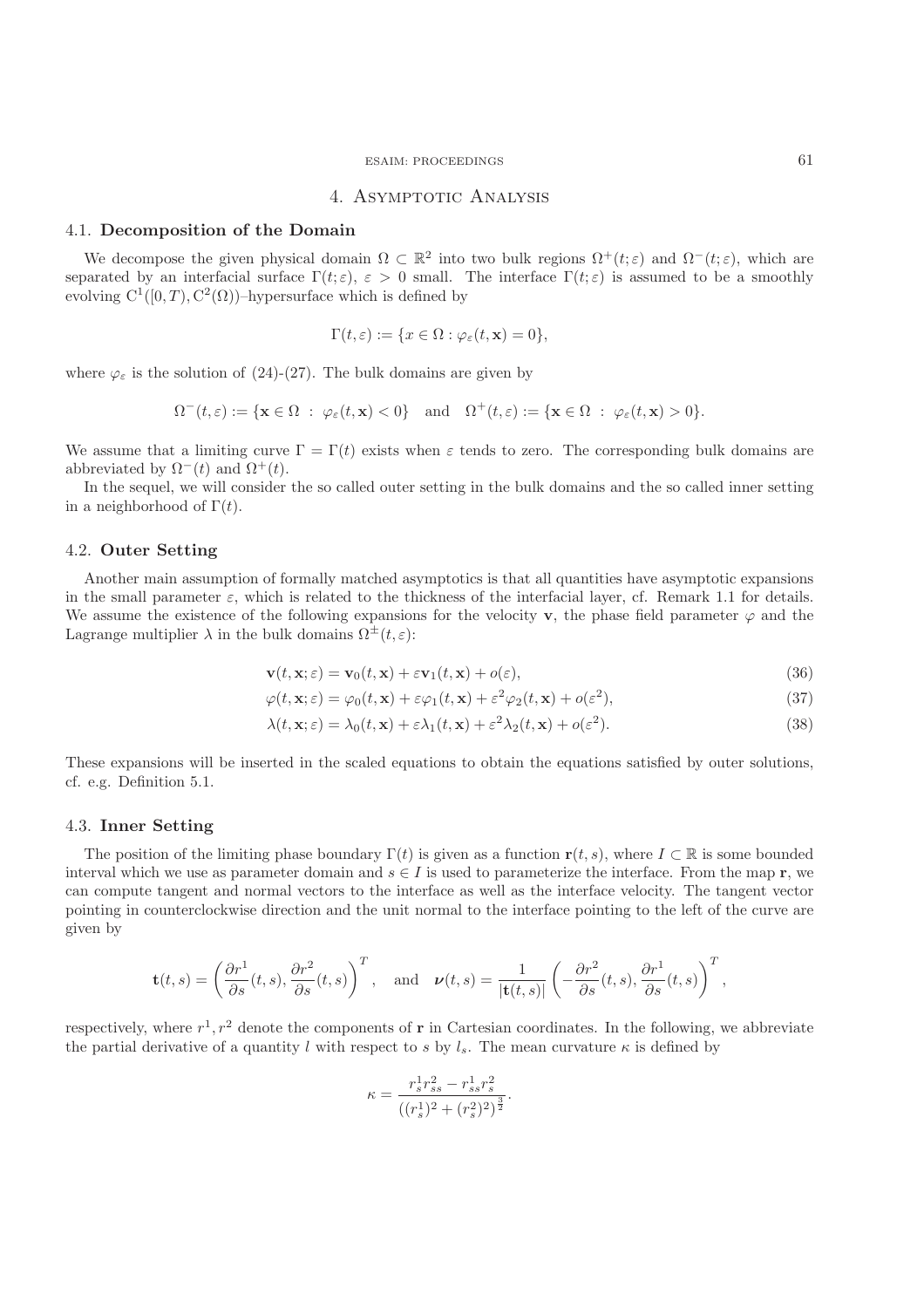## 4. Asymptotic Analysis

### 4.1. **Decomposition of the Domain**

We decompose the given physical domain $\Omega \subset \mathbb{R}^2$ into two bulk regions $\Omega^+(t;\varepsilon)$ and $\Omega^-(t;\varepsilon)$, which are separated by an interfacial surface $\Gamma(t;\varepsilon)$, $\varepsilon > 0$ small. The interface $\Gamma(t;\varepsilon)$ is assumed to be a smoothly evolving $\mathrm{C}^1([0,T),\mathrm{C}^2(\Omega))$–hypersurface which is defined by

$$\Gamma(t,\varepsilon) := \{x \in \Omega : \varphi_\varepsilon(t,\mathbf{x}) = 0\},$$

where $\varphi_\varepsilon$ is the solution of (24)-(27). The bulk domains are given by

$$\Omega^-(t,\varepsilon) := \{\mathbf{x} \in \Omega \ : \ \varphi_\varepsilon(t,\mathbf{x}) < 0\} \quad \text{and} \quad \Omega^+(t,\varepsilon) := \{\mathbf{x} \in \Omega \ : \ \varphi_\varepsilon(t,\mathbf{x}) > 0\}.$$

We assume that a limiting curve $\Gamma = \Gamma(t)$ exists when $\varepsilon$ tends to zero. The corresponding bulk domains are abbreviated by $\Omega^-(t)$ and $\Omega^+(t)$.

In the sequel, we will consider the so called outer setting in the bulk domains and the so called inner setting in a neighborhood of $\Gamma(t)$.

### 4.2. **Outer Setting**

Another main assumption of formally matched asymptotics is that all quantities have asymptotic expansions in the small parameter $\varepsilon$, which is related to the thickness of the interfacial layer, cf. Remark 1.1 for details. We assume the existence of the following expansions for the velocity $\mathbf{v}$, the phase field parameter $\varphi$ and the Lagrange multiplier $\lambda$ in the bulk domains $\Omega^\pm(t,\varepsilon)$:

$$\mathbf{v}(t,\mathbf{x};\varepsilon) = \mathbf{v}_0(t,\mathbf{x}) + \varepsilon \mathbf{v}_1(t,\mathbf{x}) + o(\varepsilon), \tag{36}$$

$$\varphi(t,\mathbf{x};\varepsilon) = \varphi_0(t,\mathbf{x}) + \varepsilon \varphi_1(t,\mathbf{x}) + \varepsilon^2 \varphi_2(t,\mathbf{x}) + o(\varepsilon^2), \tag{37}$$

$$\lambda(t,\mathbf{x};\varepsilon) = \lambda_0(t,\mathbf{x}) + \varepsilon \lambda_1(t,\mathbf{x}) + \varepsilon^2 \lambda_2(t,\mathbf{x}) + o(\varepsilon^2). \tag{38}$$

These expansions will be inserted in the scaled equations to obtain the equations satisfied by outer solutions, cf. e.g. Definition 5.1.

### 4.3. **Inner Setting**

The position of the limiting phase boundary $\Gamma(t)$ is given as a function $\mathbf{r}(t,s)$, where $I \subset \mathbb{R}$ is some bounded interval which we use as parameter domain and $s \in I$ is used to parameterize the interface. From the map $\mathbf{r}$, we can compute tangent and normal vectors to the interface as well as the interface velocity. The tangent vector pointing in counterclockwise direction and the unit normal to the interface pointing to the left of the curve are given by

$$\mathbf{t}(t,s) = \left(\frac{\partial r^1}{\partial s}(t,s), \frac{\partial r^2}{\partial s}(t,s)\right)^T, \quad \text{and} \quad \boldsymbol{\nu}(t,s) = \frac{1}{|\mathbf{t}(t,s)|}\left(-\frac{\partial r^2}{\partial s}(t,s), \frac{\partial r^1}{\partial s}(t,s)\right)^T,$$

respectively, where $r^1, r^2$ denote the components of $\mathbf{r}$ in Cartesian coordinates. In the following, we abbreviate the partial derivative of a quantity $l$ with respect to $s$ by $l_s$. The mean curvature $\kappa$ is defined by

$$\kappa = \frac{r_s^1 r_{ss}^2 - r_{ss}^1 r_s^2}{((r_s^1)^2 + (r_s^2)^2)^{\frac{3}{2}}}.$$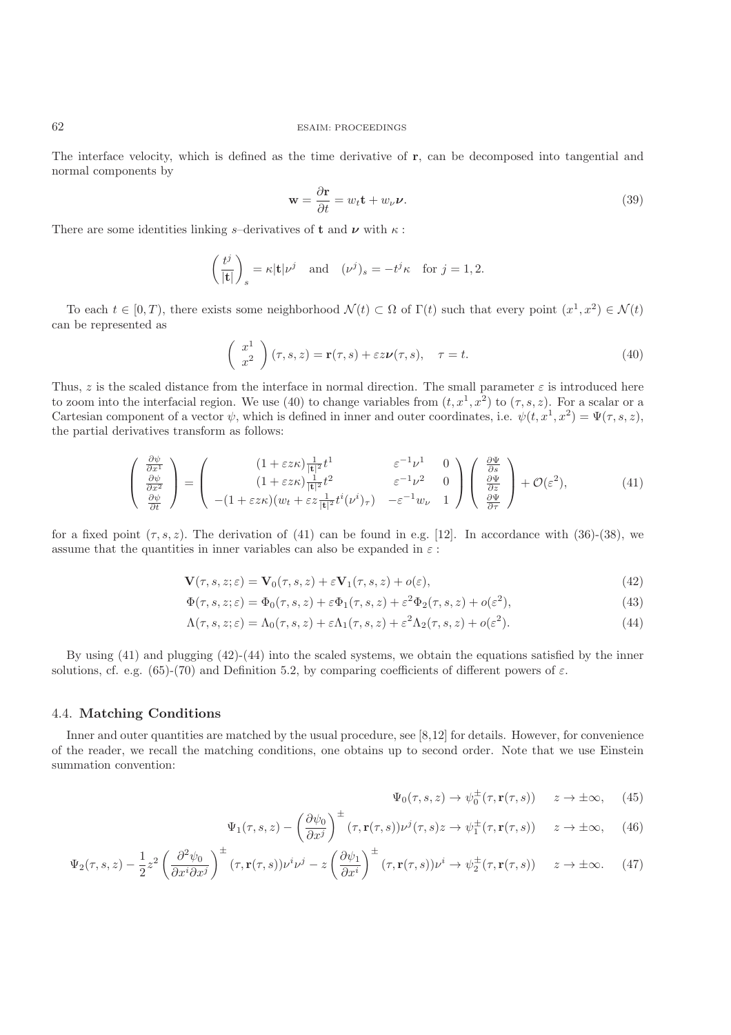The interface velocity, which is defined as the time derivative of $\mathbf{r}$, can be decomposed into tangential and normal components by

$$\mathbf{w} = \frac{\partial \mathbf{r}}{\partial t} = w_t \mathbf{t} + w_\nu \boldsymbol{\nu}. \tag{39}$$

There are some identities linking $s$–derivatives of $\mathbf{t}$ and $\boldsymbol{\nu}$ with $\kappa$ :

$$\left( \frac{t^j}{|\mathbf{t}|} \right)_s = \kappa |\mathbf{t}| \nu^j \quad \text{and} \quad (\nu^j)_s = -t^j \kappa \quad \text{for } j = 1, 2.$$

To each $t \in [0, T)$, there exists some neighborhood $\mathcal{N}(t) \subset \Omega$ of $\Gamma(t)$ such that every point $(x^1, x^2) \in \mathcal{N}(t)$ can be represented as

$$\begin{pmatrix} x^1 \\ x^2 \end{pmatrix} (\tau, s, z) = \mathbf{r}(\tau, s) + \varepsilon z \boldsymbol{\nu}(\tau, s), \quad \tau = t. \tag{40}$$

Thus, $z$ is the scaled distance from the interface in normal direction. The small parameter $\varepsilon$ is introduced here to zoom into the interfacial region. We use (40) to change variables from $(t, x^1, x^2)$ to $(\tau, s, z)$. For a scalar or a Cartesian component of a vector $\psi$, which is defined in inner and outer coordinates, i.e. $\psi(t, x^1, x^2) = \Psi(\tau, s, z)$, the partial derivatives transform as follows:

$$\begin{pmatrix} \frac{\partial \psi}{\partial x^1} \\ \frac{\partial \psi}{\partial x^2} \\ \frac{\partial \psi}{\partial t} \end{pmatrix} = \begin{pmatrix} (1 + \varepsilon z \kappa) \frac{1}{|\mathbf{t}|^2} t^1 & \varepsilon^{-1} \nu^1 & 0 \\ (1 + \varepsilon z \kappa) \frac{1}{|\mathbf{t}|^2} t^2 & \varepsilon^{-1} \nu^2 & 0 \\ -(1 + \varepsilon z \kappa)(w_t + \varepsilon z \frac{1}{|\mathbf{t}|^2} t^i (\nu^i)_\tau) & -\varepsilon^{-1} w_\nu & 1 \end{pmatrix} \begin{pmatrix} \frac{\partial \Psi}{\partial s} \\ \frac{\partial \Psi}{\partial z} \\ \frac{\partial \Psi}{\partial \tau} \end{pmatrix} + \mathcal{O}(\varepsilon^2), \tag{41}$$

for a fixed point $(\tau, s, z)$. The derivation of (41) can be found in e.g. [12]. In accordance with (36)-(38), we assume that the quantities in inner variables can also be expanded in $\varepsilon$ :

$$\mathbf{V}(\tau, s, z; \varepsilon) = \mathbf{V}_0(\tau, s, z) + \varepsilon \mathbf{V}_1(\tau, s, z) + o(\varepsilon), \tag{42}$$

$$\Phi(\tau, s, z; \varepsilon) = \Phi_0(\tau, s, z) + \varepsilon \Phi_1(\tau, s, z) + \varepsilon^2 \Phi_2(\tau, s, z) + o(\varepsilon^2), \tag{43}$$

$$\Lambda(\tau, s, z; \varepsilon) = \Lambda_0(\tau, s, z) + \varepsilon \Lambda_1(\tau, s, z) + \varepsilon^2 \Lambda_2(\tau, s, z) + o(\varepsilon^2). \tag{44}$$

By using (41) and plugging (42)-(44) into the scaled systems, we obtain the equations satisfied by the inner solutions, cf. e.g. (65)-(70) and Definition 5.2, by comparing coefficients of different powers of $\varepsilon$.

### 4.4. **Matching Conditions**

Inner and outer quantities are matched by the usual procedure, see [8,12] for details. However, for convenience of the reader, we recall the matching conditions, one obtains up to second order. Note that we use Einstein summation convention:

$$\Psi_0(\tau, s, z) \to \psi_0^\pm(\tau, \mathbf{r}(\tau, s)) \quad z \to \pm\infty, \tag{45}$$

$$\Psi_1(\tau, s, z) - \left( \frac{\partial \psi_0}{\partial x^j} \right)^\pm (\tau, \mathbf{r}(\tau, s)) \nu^j(\tau, s) z \to \psi_1^\pm(\tau, \mathbf{r}(\tau, s)) \quad z \to \pm\infty, \tag{46}$$

$$\Psi_2(\tau, s, z) - \frac{1}{2} z^2 \left( \frac{\partial^2 \psi_0}{\partial x^i \partial x^j} \right)^\pm (\tau, \mathbf{r}(\tau, s)) \nu^i \nu^j - z \left( \frac{\partial \psi_1}{\partial x^i} \right)^\pm (\tau, \mathbf{r}(\tau, s)) \nu^i \to \psi_2^\pm(\tau, \mathbf{r}(\tau, s)) \quad z \to \pm\infty. \tag{47}$$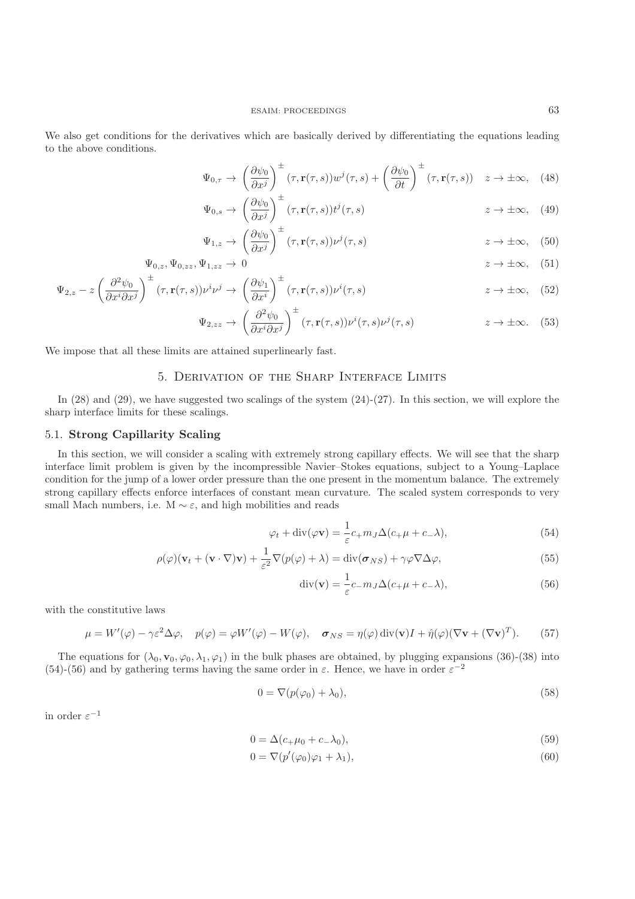We also get conditions for the derivatives which are basically derived by differentiating the equations leading to the above conditions.

$$\Psi_{0,\tau} \to \left(\frac{\partial \psi_0}{\partial x^j}\right)^{\pm}(\tau, \mathbf{r}(\tau,s))w^j(\tau,s) + \left(\frac{\partial \psi_0}{\partial t}\right)^{\pm}(\tau, \mathbf{r}(\tau,s)) \quad z \to \pm\infty, \tag{48}$$

$$\Psi_{0,s} \to \left(\frac{\partial \psi_0}{\partial x^j}\right)^{\pm}(\tau, \mathbf{r}(\tau,s))t^j(\tau,s) \quad z \to \pm\infty, \tag{49}$$

$$\Psi_{1,z} \to \left(\frac{\partial \psi_0}{\partial x^j}\right)^{\pm}(\tau, \mathbf{r}(\tau,s))\nu^j(\tau,s) \quad z \to \pm\infty, \tag{50}$$

$$\Psi_{0,z}, \Psi_{0,zz}, \Psi_{1,zz} \to 0 \quad z \to \pm\infty, \tag{51}$$

$$\Psi_{2,z} - z\left(\frac{\partial^2 \psi_0}{\partial x^i \partial x^j}\right)^{\pm}(\tau, \mathbf{r}(\tau,s))\nu^i\nu^j \to \left(\frac{\partial \psi_1}{\partial x^i}\right)^{\pm}(\tau, \mathbf{r}(\tau,s))\nu^i(\tau,s) \quad z \to \pm\infty, \tag{52}$$

$$\Psi_{2,zz} \to \left(\frac{\partial^2 \psi_0}{\partial x^i \partial x^j}\right)^{\pm}(\tau, \mathbf{r}(\tau,s))\nu^i(\tau,s)\nu^j(\tau,s) \quad z \to \pm\infty. \tag{53}$$

We impose that all these limits are attained superlinearly fast.

# 5. Derivation of the Sharp Interface Limits

In (28) and (29), we have suggested two scalings of the system (24)-(27). In this section, we will explore the sharp interface limits for these scalings.

## 5.1. Strong Capillarity Scaling

In this section, we will consider a scaling with extremely strong capillary effects. We will see that the sharp interface limit problem is given by the incompressible Navier–Stokes equations, subject to a Young–Laplace condition for the jump of a lower order pressure than the one present in the momentum balance. The extremely strong capillary effects enforce interfaces of constant mean curvature. The scaled system corresponds to very small Mach numbers, i.e. $\mathrm{M} \sim \varepsilon$, and high mobilities and reads

$$\varphi_t + \operatorname{div}(\varphi \mathbf{v}) = \frac{1}{\varepsilon} c_+ m_J \Delta(c_+\mu + c_-\lambda), \tag{54}$$

$$\rho(\varphi)(\mathbf{v}_t + (\mathbf{v}\cdot\nabla)\mathbf{v}) + \frac{1}{\varepsilon^2}\nabla(p(\varphi) + \lambda) = \operatorname{div}(\boldsymbol{\sigma}_{NS}) + \gamma\varphi\nabla\Delta\varphi, \tag{55}$$

$$\operatorname{div}(\mathbf{v}) = \frac{1}{\varepsilon} c_- m_J \Delta(c_+\mu + c_-\lambda), \tag{56}$$

with the constitutive laws

$$\mu = W'(\varphi) - \gamma\varepsilon^2\Delta\varphi, \quad p(\varphi) = \varphi W'(\varphi) - W(\varphi), \quad \boldsymbol{\sigma}_{NS} = \eta(\varphi)\operatorname{div}(\mathbf{v})I + \hat{\eta}(\varphi)(\nabla\mathbf{v} + (\nabla\mathbf{v})^T). \tag{57}$$

The equations for $(\lambda_0, \mathbf{v}_0, \varphi_0, \lambda_1, \varphi_1)$ in the bulk phases are obtained, by plugging expansions (36)-(38) into (54)-(56) and by gathering terms having the same order in $\varepsilon$. Hence, we have in order $\varepsilon^{-2}$

$$0 = \nabla(p(\varphi_0) + \lambda_0), \tag{58}$$

in order $\varepsilon^{-1}$

$$0 = \Delta(c_+\mu_0 + c_-\lambda_0), \tag{59}$$

$$0 = \nabla(p'(\varphi_0)\varphi_1 + \lambda_1), \tag{60}$$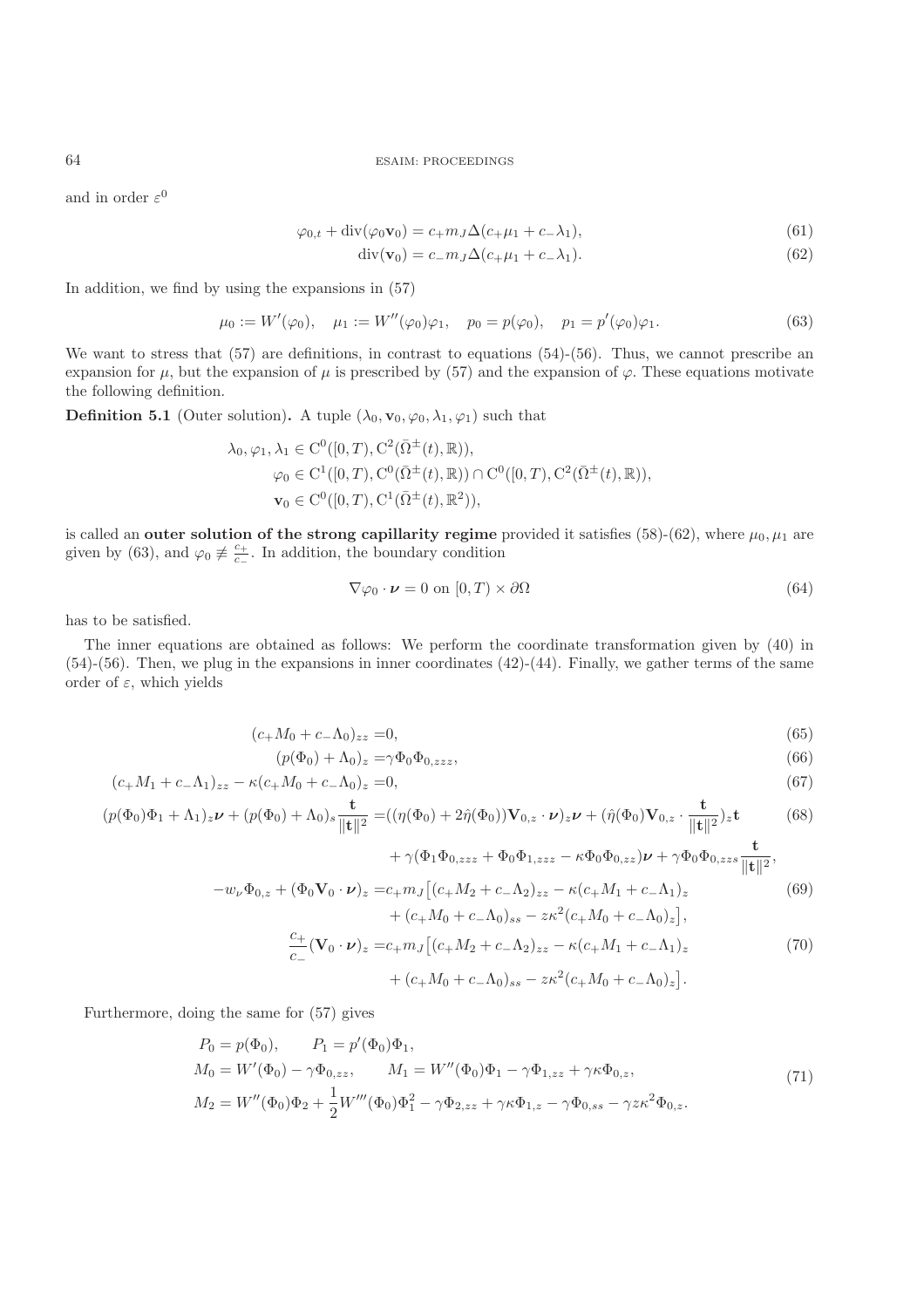and in order $\varepsilon^0$

$$\varphi_{0,t} + \operatorname{div}(\varphi_0 \mathbf{v}_0) = c_+ m_J \Delta(c_+\mu_1 + c_-\lambda_1), \tag{61}$$

$$\operatorname{div}(\mathbf{v}_0) = c_- m_J \Delta(c_+\mu_1 + c_-\lambda_1). \tag{62}$$

In addition, we find by using the expansions in (57)

$$\mu_0 := W'(\varphi_0), \quad \mu_1 := W''(\varphi_0)\varphi_1, \quad p_0 = p(\varphi_0), \quad p_1 = p'(\varphi_0)\varphi_1. \tag{63}$$

We want to stress that (57) are definitions, in contrast to equations (54)-(56). Thus, we cannot prescribe an expansion for $\mu$, but the expansion of $\mu$ is prescribed by (57) and the expansion of $\varphi$. These equations motivate the following definition.

**Definition 5.1** (Outer solution). A tuple $(\lambda_0, \mathbf{v}_0, \varphi_0, \lambda_1, \varphi_1)$ such that

$$\begin{aligned}
\lambda_0, \varphi_1, \lambda_1 &\in \mathrm{C}^0([0,T), \mathrm{C}^2(\bar{\Omega}^\pm(t), \mathbb{R})), \\
\varphi_0 &\in \mathrm{C}^1([0,T), \mathrm{C}^0(\bar{\Omega}^\pm(t), \mathbb{R})) \cap \mathrm{C}^0([0,T), \mathrm{C}^2(\bar{\Omega}^\pm(t), \mathbb{R})), \\
\mathbf{v}_0 &\in \mathrm{C}^0([0,T), \mathrm{C}^1(\bar{\Omega}^\pm(t), \mathbb{R}^2)),
\end{aligned}$$

is called an **outer solution of the strong capillarity regime** provided it satisfies (58)-(62), where $\mu_0, \mu_1$ are given by (63), and $\varphi_0 \not\equiv \frac{c_+}{c_-}$. In addition, the boundary condition

$$\nabla\varphi_0 \cdot \boldsymbol{\nu} = 0 \text{ on } [0,T) \times \partial\Omega \tag{64}$$

has to be satisfied.

The inner equations are obtained as follows: We perform the coordinate transformation given by (40) in (54)-(56). Then, we plug in the expansions in inner coordinates (42)-(44). Finally, we gather terms of the same order of $\varepsilon$, which yields

$$(c_+M_0 + c_-\Lambda_0)_{zz} = 0, \tag{65}$$

$$(p(\Phi_0) + \Lambda_0)_z = \gamma\Phi_0\Phi_{0,zzz}, \tag{66}$$

$$(c_+M_1 + c_-\Lambda_1)_{zz} - \kappa(c_+M_0 + c_-\Lambda_0)_z = 0, \tag{67}$$

$$\begin{aligned}
(p(\Phi_0)\Phi_1 + \Lambda_1)_z\boldsymbol{\nu} + (p(\Phi_0) + \Lambda_0)_s\frac{\mathbf{t}}{\|\mathbf{t}\|^2} =& ((\eta(\Phi_0) + 2\hat{\eta}(\Phi_0))\mathbf{V}_{0,z} \cdot \boldsymbol{\nu})_z\boldsymbol{\nu} + (\hat{\eta}(\Phi_0)\mathbf{V}_{0,z} \cdot \frac{\mathbf{t}}{\|\mathbf{t}\|^2})_z\mathbf{t} \\
&+ \gamma(\Phi_1\Phi_{0,zzz} + \Phi_0\Phi_{1,zzz} - \kappa\Phi_0\Phi_{0,zz})\boldsymbol{\nu} + \gamma\Phi_0\Phi_{0,zzs}\frac{\mathbf{t}}{\|\mathbf{t}\|^2},
\end{aligned} \tag{68}$$

$$\begin{aligned}
-w_\nu\Phi_{0,z} + (\Phi_0\mathbf{V}_0 \cdot \boldsymbol{\nu})_z =& c_+m_J\big[(c_+M_2 + c_-\Lambda_2)_{zz} - \kappa(c_+M_1 + c_-\Lambda_1)_z \\
&+ (c_+M_0 + c_-\Lambda_0)_{ss} - z\kappa^2(c_+M_0 + c_-\Lambda_0)_z\big],
\end{aligned} \tag{69}$$

$$\begin{aligned}
\frac{c_+}{c_-}(\mathbf{V}_0 \cdot \boldsymbol{\nu})_z =& c_+m_J\big[(c_+M_2 + c_-\Lambda_2)_{zz} - \kappa(c_+M_1 + c_-\Lambda_1)_z \\
&+ (c_+M_0 + c_-\Lambda_0)_{ss} - z\kappa^2(c_+M_0 + c_-\Lambda_0)_z\big].
\end{aligned} \tag{70}$$

Furthermore, doing the same for (57) gives

$$\begin{aligned}
&P_0 = p(\Phi_0), \qquad P_1 = p'(\Phi_0)\Phi_1, \\
&M_0 = W'(\Phi_0) - \gamma\Phi_{0,zz}, \qquad M_1 = W''(\Phi_0)\Phi_1 - \gamma\Phi_{1,zz} + \gamma\kappa\Phi_{0,z}, \\
&M_2 = W''(\Phi_0)\Phi_2 + \frac{1}{2}W'''(\Phi_0)\Phi_1^2 - \gamma\Phi_{2,zz} + \gamma\kappa\Phi_{1,z} - \gamma\Phi_{0,ss} - \gamma z\kappa^2\Phi_{0,z}.
\end{aligned} \tag{71}$$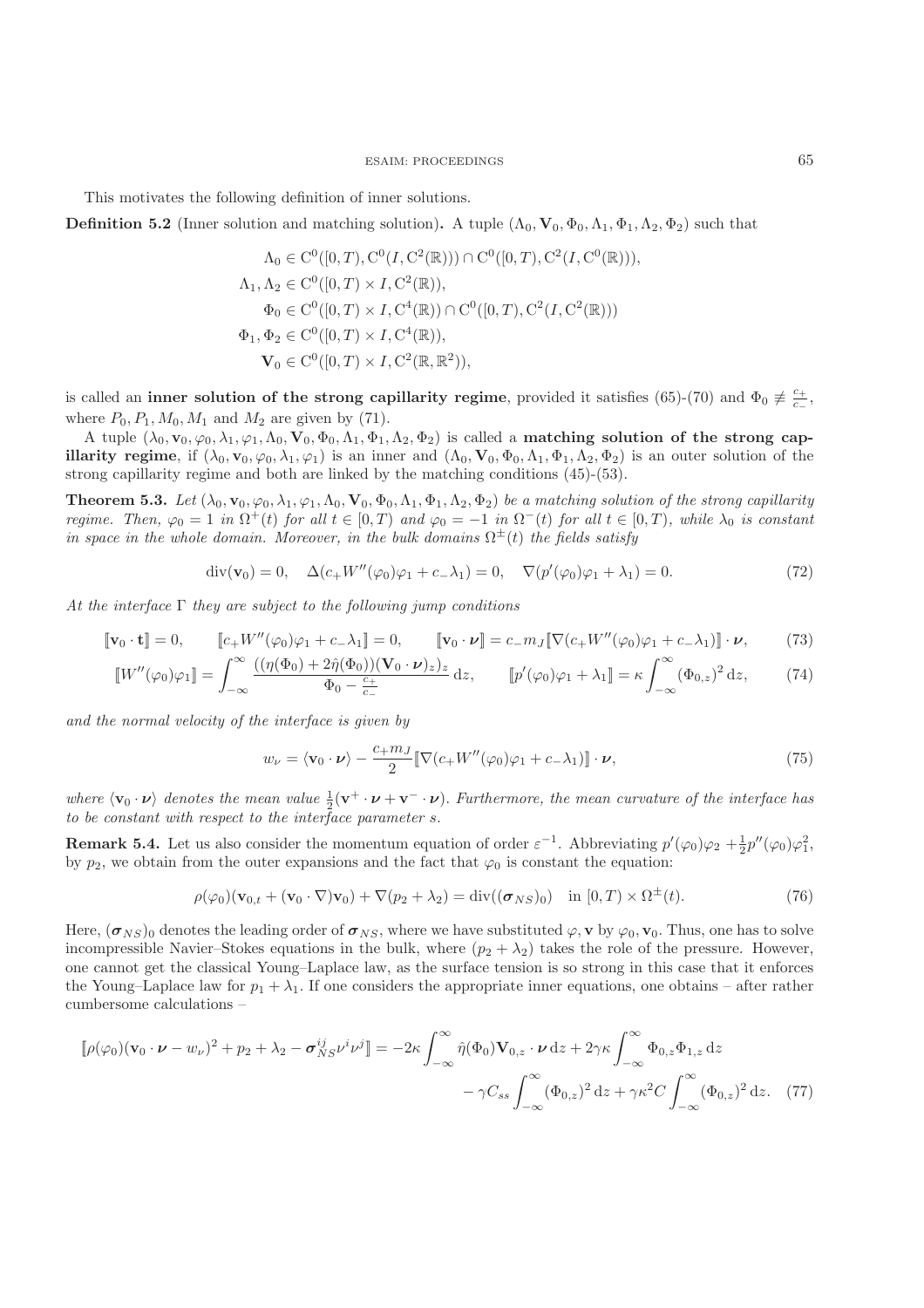This motivates the following definition of inner solutions.

**Definition 5.2** (Inner solution and matching solution)**.** A tuple $(\Lambda_0, \mathbf{V}_0, \Phi_0, \Lambda_1, \Phi_1, \Lambda_2, \Phi_2)$ such that

$$
\begin{aligned}
\Lambda_0 &\in \mathrm{C}^0([0,T), \mathrm{C}^0(I, \mathrm{C}^2(\mathbb{R}))) \cap \mathrm{C}^0([0,T), \mathrm{C}^2(I, \mathrm{C}^0(\mathbb{R}))),\\
\Lambda_1, \Lambda_2 &\in \mathrm{C}^0([0,T) \times I, \mathrm{C}^2(\mathbb{R})),\\
\Phi_0 &\in \mathrm{C}^0([0,T) \times I, \mathrm{C}^4(\mathbb{R})) \cap \mathrm{C}^0([0,T), \mathrm{C}^2(I, \mathrm{C}^2(\mathbb{R})))\\
\Phi_1, \Phi_2 &\in \mathrm{C}^0([0,T) \times I, \mathrm{C}^4(\mathbb{R})),\\
\mathbf{V}_0 &\in \mathrm{C}^0([0,T) \times I, \mathrm{C}^2(\mathbb{R}, \mathbb{R}^2)),
\end{aligned}
$$

is called an **inner solution of the strong capillarity regime**, provided it satisfies (65)-(70) and $\Phi_0 \not\equiv \frac{c_+}{c_-}$, where $P_0, P_1, M_0, M_1$ and $M_2$ are given by (71).

A tuple $(\lambda_0, \mathbf{v}_0, \varphi_0, \lambda_1, \varphi_1, \Lambda_0, \mathbf{V}_0, \Phi_0, \Lambda_1, \Phi_1, \Lambda_2, \Phi_2)$ is called a **matching solution of the strong capillarity regime**, if $(\lambda_0, \mathbf{v}_0, \varphi_0, \lambda_1, \varphi_1)$ is an inner and $(\Lambda_0, \mathbf{V}_0, \Phi_0, \Lambda_1, \Phi_1, \Lambda_2, \Phi_2)$ is an outer solution of the strong capillarity regime and both are linked by the matching conditions (45)-(53).

**Theorem 5.3.** *Let $(\lambda_0, \mathbf{v}_0, \varphi_0, \lambda_1, \varphi_1, \Lambda_0, \mathbf{V}_0, \Phi_0, \Lambda_1, \Phi_1, \Lambda_2, \Phi_2)$ be a matching solution of the strong capillarity regime. Then, $\varphi_0 = 1$ in $\Omega^+(t)$ for all $t \in [0,T)$ and $\varphi_0 = -1$ in $\Omega^-(t)$ for all $t \in [0,T)$, while $\lambda_0$ is constant in space in the whole domain. Moreover, in the bulk domains $\Omega^\pm(t)$ the fields satisfy*

$$
\operatorname{div}(\mathbf{v}_0) = 0, \quad \Delta(c_+ W''(\varphi_0)\varphi_1 + c_-\lambda_1) = 0, \quad \nabla(p'(\varphi_0)\varphi_1 + \lambda_1) = 0. \tag{72}
$$

*At the interface $\Gamma$ they are subject to the following jump conditions*

$$
[\![\mathbf{v}_0 \cdot \mathbf{t}]\!] = 0, \qquad [\![c_+ W''(\varphi_0)\varphi_1 + c_-\lambda_1]\!] = 0, \qquad [\![\mathbf{v}_0 \cdot \boldsymbol{\nu}]\!] = c_- m_J [\![\nabla(c_+ W''(\varphi_0)\varphi_1 + c_-\lambda_1)]\!] \cdot \boldsymbol{\nu}, \tag{73}
$$

$$
[\![W''(\varphi_0)\varphi_1]\!] = \int_{-\infty}^{\infty} \frac{((\eta(\Phi_0) + 2\hat{\eta}(\Phi_0))(\mathbf{V}_0 \cdot \boldsymbol{\nu})_z)_z}{\Phi_0 - \frac{c_+}{c_-}} \,\mathrm{d}z, \qquad [\![p'(\varphi_0)\varphi_1 + \lambda_1]\!] = \kappa \int_{-\infty}^{\infty} (\Phi_{0,z})^2 \,\mathrm{d}z, \tag{74}
$$

*and the normal velocity of the interface is given by*

$$
w_\nu = \langle \mathbf{v}_0 \cdot \boldsymbol{\nu} \rangle - \frac{c_+ m_J}{2} [\![\nabla(c_+ W''(\varphi_0)\varphi_1 + c_-\lambda_1)]\!] \cdot \boldsymbol{\nu}, \tag{75}
$$

*where $\langle \mathbf{v}_0 \cdot \boldsymbol{\nu} \rangle$ denotes the mean value $\frac{1}{2}(\mathbf{v}^+ \cdot \boldsymbol{\nu} + \mathbf{v}^- \cdot \boldsymbol{\nu})$. Furthermore, the mean curvature of the interface has to be constant with respect to the interface parameter $s$.*

**Remark 5.4.** Let us also consider the momentum equation of order $\varepsilon^{-1}$. Abbreviating $p'(\varphi_0)\varphi_2 + \frac{1}{2}p''(\varphi_0)\varphi_1^2$, by $p_2$, we obtain from the outer expansions and the fact that $\varphi_0$ is constant the equation:

$$
\rho(\varphi_0)(\mathbf{v}_{0,t} + (\mathbf{v}_0 \cdot \nabla)\mathbf{v}_0) + \nabla(p_2 + \lambda_2) = \operatorname{div}((\boldsymbol{\sigma}_{NS})_0) \quad \text{in } [0,T) \times \Omega^\pm(t). \tag{76}
$$

Here, $(\boldsymbol{\sigma}_{NS})_0$ denotes the leading order of $\boldsymbol{\sigma}_{NS}$, where we have substituted $\varphi, \mathbf{v}$ by $\varphi_0, \mathbf{v}_0$. Thus, one has to solve incompressible Navier–Stokes equations in the bulk, where $(p_2 + \lambda_2)$ takes the role of the pressure. However, one cannot get the classical Young–Laplace law, as the surface tension is so strong in this case that it enforces the Young–Laplace law for $p_1 + \lambda_1$. If one considers the appropriate inner equations, one obtains – after rather cumbersome calculations –

$$
\begin{aligned}
[\![\rho(\varphi_0)(\mathbf{v}_0 \cdot \boldsymbol{\nu} - w_\nu)^2 + p_2 + \lambda_2 - \boldsymbol{\sigma}_{NS}^{ij}\nu^i\nu^j]\!] = &-2\kappa \int_{-\infty}^{\infty} \hat{\eta}(\Phi_0)\mathbf{V}_{0,z} \cdot \boldsymbol{\nu} \,\mathrm{d}z + 2\gamma\kappa \int_{-\infty}^{\infty} \Phi_{0,z}\Phi_{1,z} \,\mathrm{d}z\\
&- \gamma C_{ss} \int_{-\infty}^{\infty} (\Phi_{0,z})^2 \,\mathrm{d}z + \gamma\kappa^2 C \int_{-\infty}^{\infty} (\Phi_{0,z})^2 \,\mathrm{d}z.
\end{aligned} \tag{77}
$$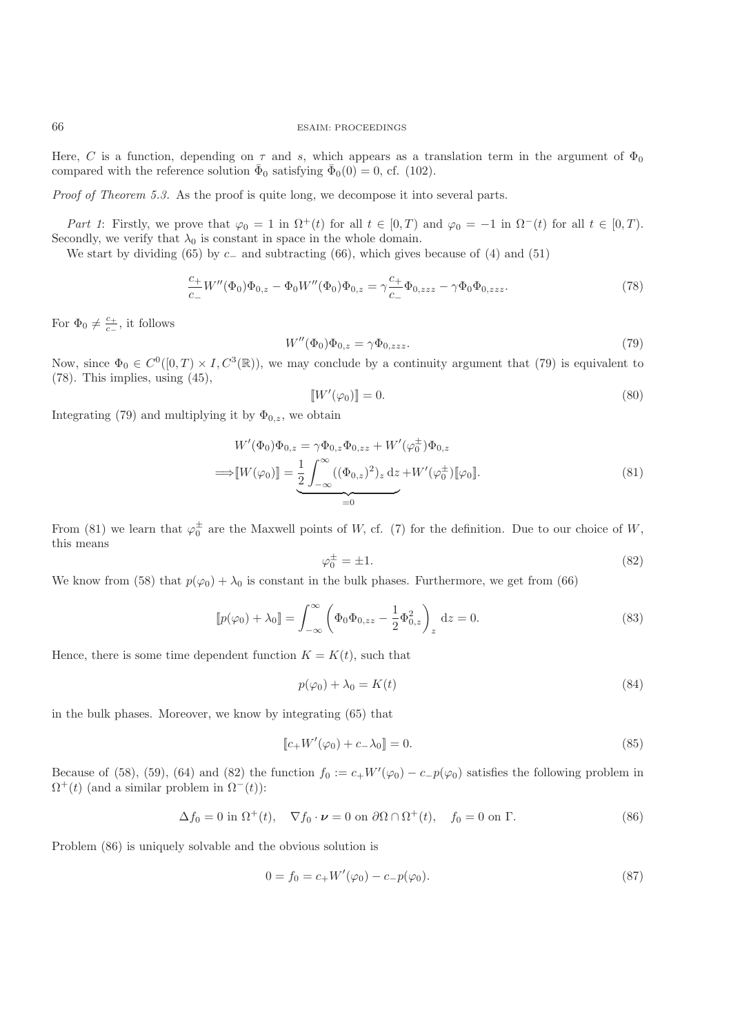Here, $C$ is a function, depending on $\tau$ and $s$, which appears as a translation term in the argument of $\Phi_0$ compared with the reference solution $\bar{\Phi}_0$ satisfying $\bar{\Phi}_0(0) = 0$, cf. (102).

*Proof of Theorem 5.3.* As the proof is quite long, we decompose it into several parts.

*Part 1*: Firstly, we prove that $\varphi_0 = 1$ in $\Omega^+(t)$ for all $t \in [0, T)$ and $\varphi_0 = -1$ in $\Omega^-(t)$ for all $t \in [0, T)$. Secondly, we verify that $\lambda_0$ is constant in space in the whole domain.

We start by dividing (65) by $c_-$ and subtracting (66), which gives because of (4) and (51)

$$\frac{c_+}{c_-} W''(\Phi_0)\Phi_{0,z} - \Phi_0 W''(\Phi_0)\Phi_{0,z} = \gamma \frac{c_+}{c_-}\Phi_{0,zzz} - \gamma \Phi_0 \Phi_{0,zzz}. \tag{78}$$

For $\Phi_0 \neq \frac{c_+}{c_-}$, it follows

$$W''(\Phi_0)\Phi_{0,z} = \gamma \Phi_{0,zzz}. \tag{79}$$

Now, since $\Phi_0 \in C^0([0, T) \times I, C^3(\mathbb{R}))$, we may conclude by a continuity argument that (79) is equivalent to (78). This implies, using (45),

$$[\![W'(\varphi_0)]\!] = 0. \tag{80}$$

Integrating (79) and multiplying it by $\Phi_{0,z}$, we obtain

$$\begin{aligned} W'(\Phi_0)\Phi_{0,z} &= \gamma \Phi_{0,z}\Phi_{0,zz} + W'(\varphi_0^{\pm})\Phi_{0,z} \\ \Longrightarrow [\![W(\varphi_0)]\!] &= \underbrace{\frac{1}{2}\int_{-\infty}^{\infty} ((\Phi_{0,z})^2)_z \, \mathrm{d}z}_{=0} + W'(\varphi_0^{\pm})[\![\varphi_0]\!]. \end{aligned} \tag{81}$$

From (81) we learn that $\varphi_0^{\pm}$ are the Maxwell points of $W$, cf. (7) for the definition. Due to our choice of $W$, this means

$$\varphi_0^{\pm} = \pm 1. \tag{82}$$

We know from (58) that $p(\varphi_0) + \lambda_0$ is constant in the bulk phases. Furthermore, we get from (66)

$$[\![p(\varphi_0) + \lambda_0]\!] = \int_{-\infty}^{\infty} \left( \Phi_0 \Phi_{0,zz} - \frac{1}{2}\Phi_{0,z}^2 \right)_z \mathrm{d}z = 0. \tag{83}$$

Hence, there is some time dependent function $K = K(t)$, such that

$$p(\varphi_0) + \lambda_0 = K(t) \tag{84}$$

in the bulk phases. Moreover, we know by integrating (65) that

$$[\![c_+ W'(\varphi_0) + c_- \lambda_0]\!] = 0. \tag{85}$$

Because of (58), (59), (64) and (82) the function $f_0 := c_+ W'(\varphi_0) - c_- p(\varphi_0)$ satisfies the following problem in $\Omega^+(t)$ (and a similar problem in $\Omega^-(t)$):

$$\Delta f_0 = 0 \text{ in } \Omega^+(t), \quad \nabla f_0 \cdot \boldsymbol{\nu} = 0 \text{ on } \partial\Omega \cap \Omega^+(t), \quad f_0 = 0 \text{ on } \Gamma. \tag{86}$$

Problem (86) is uniquely solvable and the obvious solution is

$$0 = f_0 = c_+ W'(\varphi_0) - c_- p(\varphi_0). \tag{87}$$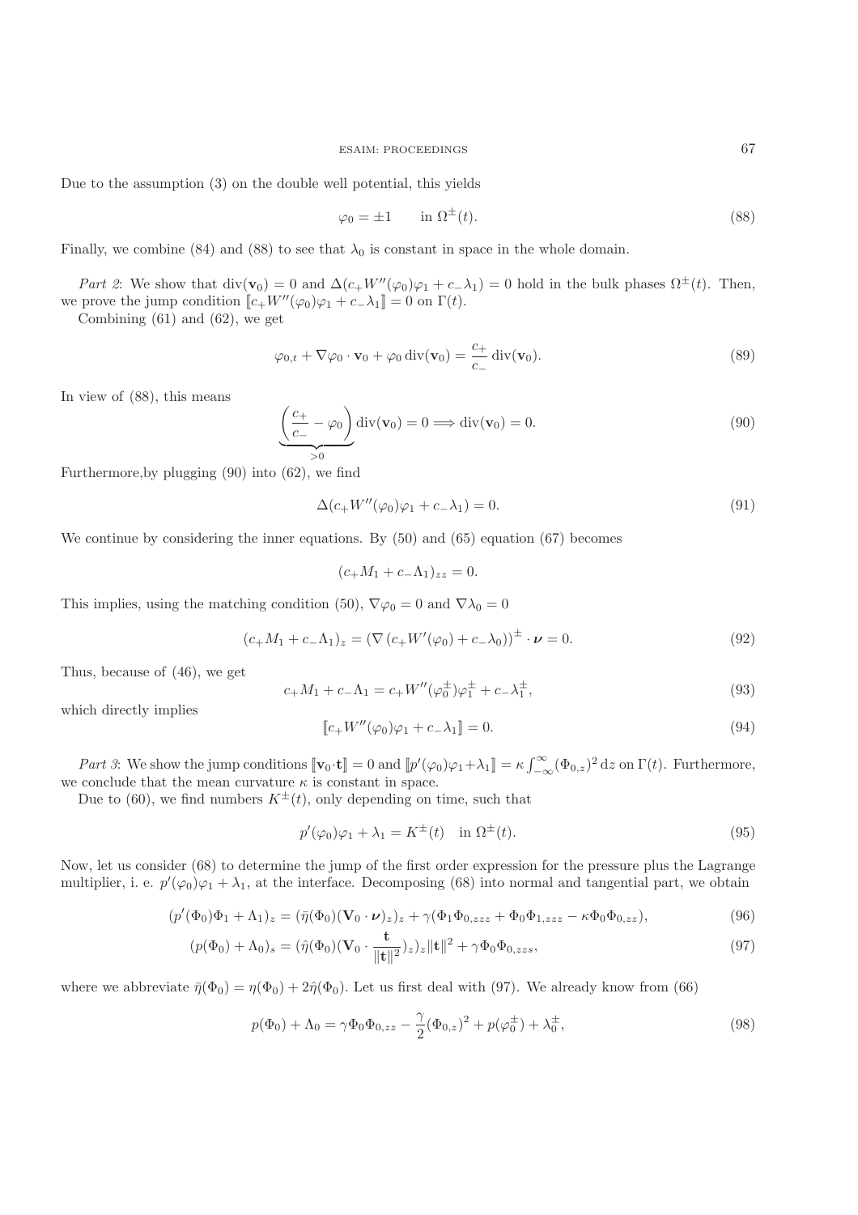Due to the assumption (3) on the double well potential, this yields

$$\varphi_0 = \pm 1 \qquad \text{in } \Omega^{\pm}(t). \tag{88}$$

Finally, we combine (84) and (88) to see that $\lambda_0$ is constant in space in the whole domain.

*Part 2*: We show that $\operatorname{div}(\mathbf{v}_0) = 0$ and $\Delta(c_+ W''(\varphi_0)\varphi_1 + c_-\lambda_1) = 0$ hold in the bulk phases $\Omega^{\pm}(t)$. Then, we prove the jump condition $[\![c_+ W''(\varphi_0)\varphi_1 + c_-\lambda_1]\!] = 0$ on $\Gamma(t)$.

Combining (61) and (62), we get

$$\varphi_{0,t} + \nabla\varphi_0 \cdot \mathbf{v}_0 + \varphi_0 \operatorname{div}(\mathbf{v}_0) = \frac{c_+}{c_-} \operatorname{div}(\mathbf{v}_0). \tag{89}$$

In view of (88), this means

$$\underbrace{\left(\frac{c_+}{c_-} - \varphi_0\right)}_{>0} \operatorname{div}(\mathbf{v}_0) = 0 \Longrightarrow \operatorname{div}(\mathbf{v}_0) = 0. \tag{90}$$

Furthermore,by plugging (90) into (62), we find

$$\Delta(c_+ W''(\varphi_0)\varphi_1 + c_-\lambda_1) = 0. \tag{91}$$

We continue by considering the inner equations. By (50) and (65) equation (67) becomes

$$(c_+ M_1 + c_-\Lambda_1)_{zz} = 0.$$

This implies, using the matching condition (50), $\nabla\varphi_0 = 0$ and $\nabla\lambda_0 = 0$

$$(c_+ M_1 + c_-\Lambda_1)_z = (\nabla\left(c_+ W'(\varphi_0) + c_-\lambda_0\right))^{\pm} \cdot \boldsymbol{\nu} = 0. \tag{92}$$

Thus, because of (46), we get

$$c_+ M_1 + c_-\Lambda_1 = c_+ W''(\varphi_0^{\pm})\varphi_1^{\pm} + c_-\lambda_1^{\pm}, \tag{93}$$

which directly implies

$$[\![c_+ W''(\varphi_0)\varphi_1 + c_-\lambda_1]\!] = 0. \tag{94}$$

*Part 3*: We show the jump conditions $[\![\mathbf{v}_0 \cdot \mathbf{t}]\!] = 0$ and $[\![p'(\varphi_0)\varphi_1 + \lambda_1]\!] = \kappa \int_{-\infty}^{\infty} (\Phi_{0,z})^2 \, \mathrm{d}z$ on $\Gamma(t)$. Furthermore, we conclude that the mean curvature $\kappa$ is constant in space.

Due to (60), we find numbers $K^{\pm}(t)$, only depending on time, such that

$$p'(\varphi_0)\varphi_1 + \lambda_1 = K^{\pm}(t) \quad \text{in } \Omega^{\pm}(t). \tag{95}$$

Now, let us consider (68) to determine the jump of the first order expression for the pressure plus the Lagrange multiplier, i. e. $p'(\varphi_0)\varphi_1 + \lambda_1$, at the interface. Decomposing (68) into normal and tangential part, we obtain

$$(p'(\Phi_0)\Phi_1 + \Lambda_1)_z = (\bar{\eta}(\Phi_0)(\mathbf{V}_0 \cdot \boldsymbol{\nu})_z)_z + \gamma(\Phi_1\Phi_{0,zzz} + \Phi_0\Phi_{1,zzz} - \kappa\Phi_0\Phi_{0,zz}), \tag{96}$$

$$(p(\Phi_0) + \Lambda_0)_s = (\hat{\eta}(\Phi_0)(\mathbf{V}_0 \cdot \frac{\mathbf{t}}{\|\mathbf{t}\|^2})_z)_z \|\mathbf{t}\|^2 + \gamma\Phi_0\Phi_{0,zzs}, \tag{97}$$

where we abbreviate $\bar{\eta}(\Phi_0) = \eta(\Phi_0) + 2\hat{\eta}(\Phi_0)$. Let us first deal with (97). We already know from (66)

$$p(\Phi_0) + \Lambda_0 = \gamma\Phi_0\Phi_{0,zz} - \frac{\gamma}{2}(\Phi_{0,z})^2 + p(\varphi_0^{\pm}) + \lambda_0^{\pm}, \tag{98}$$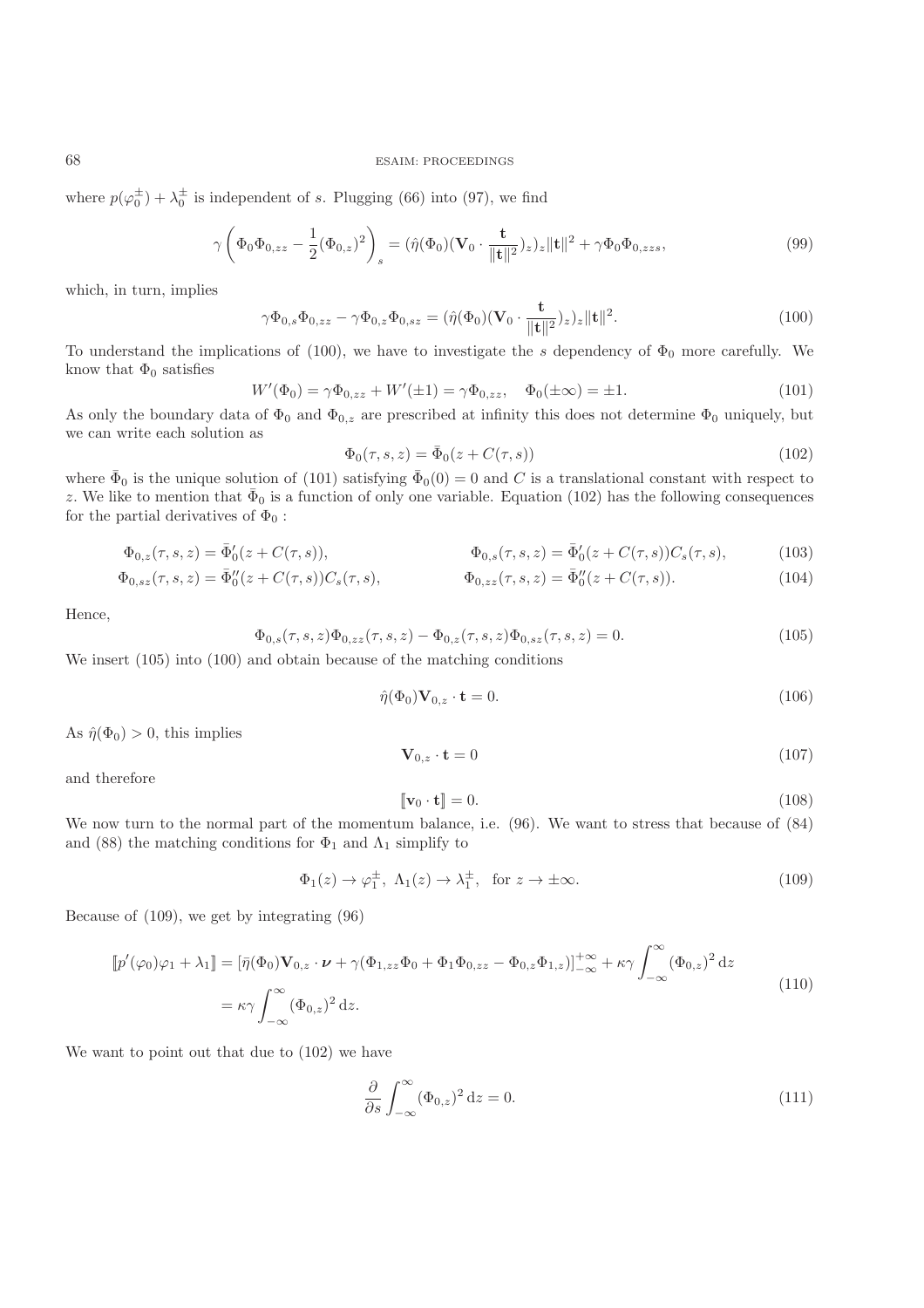where $p(\varphi_0^\pm) + \lambda_0^\pm$ is independent of $s$. Plugging (66) into (97), we find

$$\gamma \left( \Phi_0 \Phi_{0,zz} - \frac{1}{2}(\Phi_{0,z})^2 \right)_s = (\hat{\eta}(\Phi_0)(\mathbf{V}_0 \cdot \frac{\mathbf{t}}{\|\mathbf{t}\|^2})_z)_z \|\mathbf{t}\|^2 + \gamma \Phi_0 \Phi_{0,zzs}, \tag{99}$$

which, in turn, implies

$$\gamma \Phi_{0,s} \Phi_{0,zz} - \gamma \Phi_{0,z} \Phi_{0,sz} = (\hat{\eta}(\Phi_0)(\mathbf{V}_0 \cdot \frac{\mathbf{t}}{\|\mathbf{t}\|^2})_z)_z \|\mathbf{t}\|^2. \tag{100}$$

To understand the implications of (100), we have to investigate the $s$ dependency of $\Phi_0$ more carefully. We know that $\Phi_0$ satisfies

$$W'(\Phi_0) = \gamma \Phi_{0,zz} + W'(\pm 1) = \gamma \Phi_{0,zz}, \quad \Phi_0(\pm\infty) = \pm 1. \tag{101}$$

As only the boundary data of $\Phi_0$ and $\Phi_{0,z}$ are prescribed at infinity this does not determine $\Phi_0$ uniquely, but we can write each solution as

$$\Phi_0(\tau, s, z) = \bar{\Phi}_0(z + C(\tau, s)) \tag{102}$$

where $\bar{\Phi}_0$ is the unique solution of (101) satisfying $\bar{\Phi}_0(0) = 0$ and $C$ is a translational constant with respect to $z$. We like to mention that $\bar{\Phi}_0$ is a function of only one variable. Equation (102) has the following consequences for the partial derivatives of $\Phi_0$ :

$$\Phi_{0,z}(\tau, s, z) = \bar{\Phi}_0'(z + C(\tau, s)), \qquad \Phi_{0,s}(\tau, s, z) = \bar{\Phi}_0'(z + C(\tau, s)) C_s(\tau, s), \tag{103}$$

$$\Phi_{0,sz}(\tau, s, z) = \bar{\Phi}_0''(z + C(\tau, s)) C_s(\tau, s), \qquad \Phi_{0,zz}(\tau, s, z) = \bar{\Phi}_0''(z + C(\tau, s)). \tag{104}$$

Hence,

$$\Phi_{0,s}(\tau, s, z) \Phi_{0,zz}(\tau, s, z) - \Phi_{0,z}(\tau, s, z) \Phi_{0,sz}(\tau, s, z) = 0. \tag{105}$$

We insert (105) into (100) and obtain because of the matching conditions

$$\hat{\eta}(\Phi_0) \mathbf{V}_{0,z} \cdot \mathbf{t} = 0. \tag{106}$$

As $\hat{\eta}(\Phi_0) > 0$, this implies

$$\mathbf{V}_{0,z} \cdot \mathbf{t} = 0 \tag{107}$$

and therefore

$$[\![\mathbf{v}_0 \cdot \mathbf{t}]\!] = 0. \tag{108}$$

We now turn to the normal part of the momentum balance, i.e. (96). We want to stress that because of (84) and (88) the matching conditions for $\Phi_1$ and $\Lambda_1$ simplify to

$$\Phi_1(z) \to \varphi_1^\pm, \ \Lambda_1(z) \to \lambda_1^\pm, \quad \text{for } z \to \pm\infty. \tag{109}$$

Because of (109), we get by integrating (96)

$$\begin{aligned} [\![p'(\varphi_0)\varphi_1 + \lambda_1]\!] &= [\bar{\eta}(\Phi_0) \mathbf{V}_{0,z} \cdot \boldsymbol{\nu} + \gamma(\Phi_{1,zz}\Phi_0 + \Phi_1 \Phi_{0,zz} - \Phi_{0,z}\Phi_{1,z})]_{-\infty}^{+\infty} + \kappa\gamma \int_{-\infty}^{\infty} (\Phi_{0,z})^2 \, \mathrm{d}z \\ &= \kappa\gamma \int_{-\infty}^{\infty} (\Phi_{0,z})^2 \, \mathrm{d}z. \end{aligned} \tag{110}$$

We want to point out that due to (102) we have

$$\frac{\partial}{\partial s} \int_{-\infty}^{\infty} (\Phi_{0,z})^2 \, \mathrm{d}z = 0. \tag{111}$$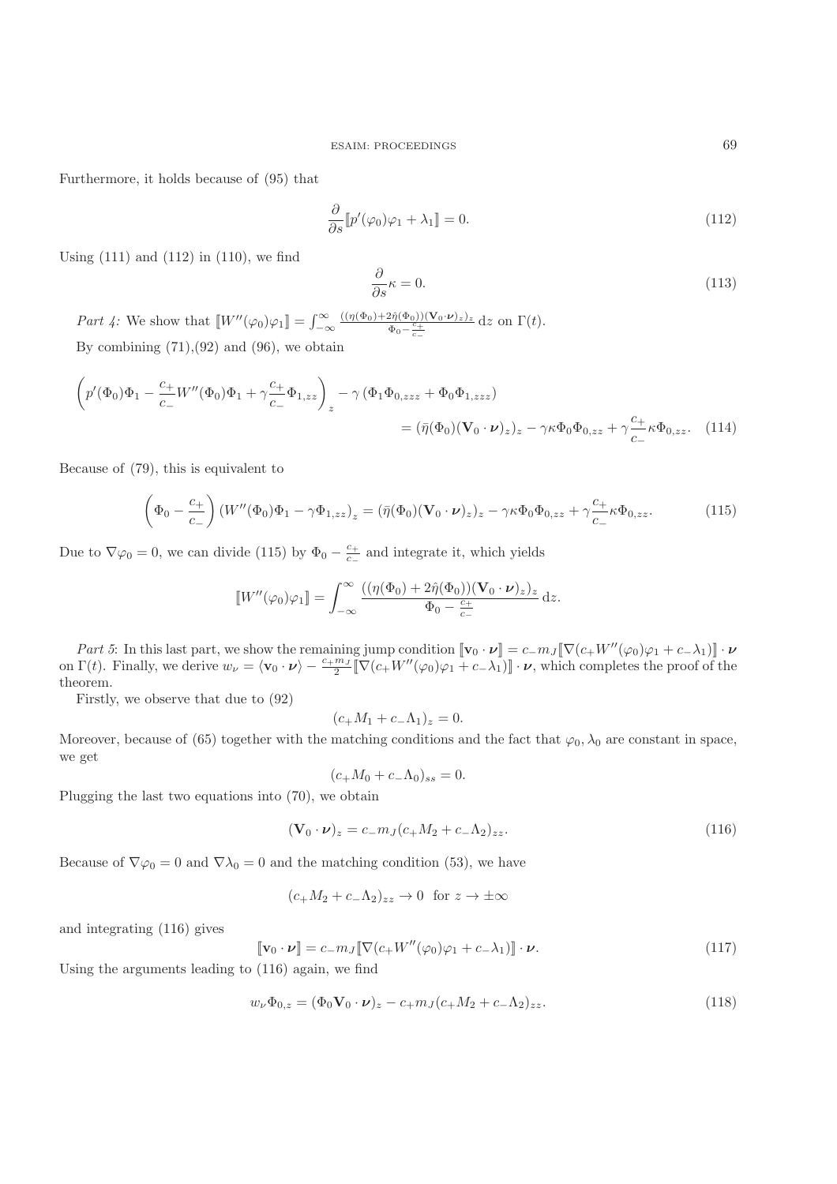Furthermore, it holds because of (95) that

$$\frac{\partial}{\partial s}[\![p'(\varphi_0)\varphi_1 + \lambda_1]\!] = 0. \tag{112}$$

Using (111) and (112) in (110), we find

$$\frac{\partial}{\partial s}\kappa = 0. \tag{113}$$

*Part 4:* We show that $[\![W''(\varphi_0)\varphi_1]\!] = \int_{-\infty}^{\infty} \frac{((\eta(\Phi_0)+2\hat{\eta}(\Phi_0))(\mathbf{V}_0\cdot\boldsymbol{\nu})_z)_z}{\Phi_0 - \frac{c_+}{c_-}}\,\mathrm{d}z$ on $\Gamma(t)$.

By combining (71),(92) and (96), we obtain

$$\left(p'(\Phi_0)\Phi_1 - \frac{c_+}{c_-}W''(\Phi_0)\Phi_1 + \gamma\frac{c_+}{c_-}\Phi_{1,zz}\right)_z - \gamma\left(\Phi_1\Phi_{0,zzz} + \Phi_0\Phi_{1,zzz}\right)$$
$$= (\bar{\eta}(\Phi_0)(\mathbf{V}_0\cdot\boldsymbol{\nu})_z)_z - \gamma\kappa\Phi_0\Phi_{0,zz} + \gamma\frac{c_+}{c_-}\kappa\Phi_{0,zz}. \tag{114}$$

Because of (79), this is equivalent to

$$\left(\Phi_0 - \frac{c_+}{c_-}\right)\left(W''(\Phi_0)\Phi_1 - \gamma\Phi_{1,zz}\right)_z = (\bar{\eta}(\Phi_0)(\mathbf{V}_0\cdot\boldsymbol{\nu})_z)_z - \gamma\kappa\Phi_0\Phi_{0,zz} + \gamma\frac{c_+}{c_-}\kappa\Phi_{0,zz}. \tag{115}$$

Due to $\nabla\varphi_0 = 0$, we can divide (115) by $\Phi_0 - \frac{c_+}{c_-}$ and integrate it, which yields

$$[\![W''(\varphi_0)\varphi_1]\!] = \int_{-\infty}^{\infty} \frac{((\eta(\Phi_0)+2\hat{\eta}(\Phi_0))(\mathbf{V}_0\cdot\boldsymbol{\nu})_z)_z}{\Phi_0 - \frac{c_+}{c_-}}\,\mathrm{d}z.$$

*Part 5*: In this last part, we show the remaining jump condition $[\![\mathbf{v}_0\cdot\boldsymbol{\nu}]\!] = c_- m_J[\![\nabla(c_+W''(\varphi_0)\varphi_1 + c_-\lambda_1)]\!]\cdot\boldsymbol{\nu}$ on $\Gamma(t)$. Finally, we derive $w_\nu = \langle\mathbf{v}_0\cdot\boldsymbol{\nu}\rangle - \frac{c_+m_J}{2}[\![\nabla(c_+W''(\varphi_0)\varphi_1 + c_-\lambda_1)]\!]\cdot\boldsymbol{\nu}$, which completes the proof of the theorem.

Firstly, we observe that due to (92)

$$(c_+M_1 + c_-\Lambda_1)_z = 0.$$

Moreover, because of (65) together with the matching conditions and the fact that $\varphi_0, \lambda_0$ are constant in space, we get

$$(c_+M_0 + c_-\Lambda_0)_{ss} = 0.$$

Plugging the last two equations into (70), we obtain

$$(\mathbf{V}_0\cdot\boldsymbol{\nu})_z = c_-m_J(c_+M_2 + c_-\Lambda_2)_{zz}. \tag{116}$$

Because of $\nabla\varphi_0 = 0$ and $\nabla\lambda_0 = 0$ and the matching condition (53), we have

$$(c_+M_2 + c_-\Lambda_2)_{zz} \to 0 \quad \text{for } z \to \pm\infty$$

and integrating (116) gives

$$[\![\mathbf{v}_0\cdot\boldsymbol{\nu}]\!] = c_-m_J[\![\nabla(c_+W''(\varphi_0)\varphi_1 + c_-\lambda_1)]\!]\cdot\boldsymbol{\nu}. \tag{117}$$

Using the arguments leading to (116) again, we find

$$w_\nu\Phi_{0,z} = (\Phi_0\mathbf{V}_0\cdot\boldsymbol{\nu})_z - c_+m_J(c_+M_2 + c_-\Lambda_2)_{zz}. \tag{118}$$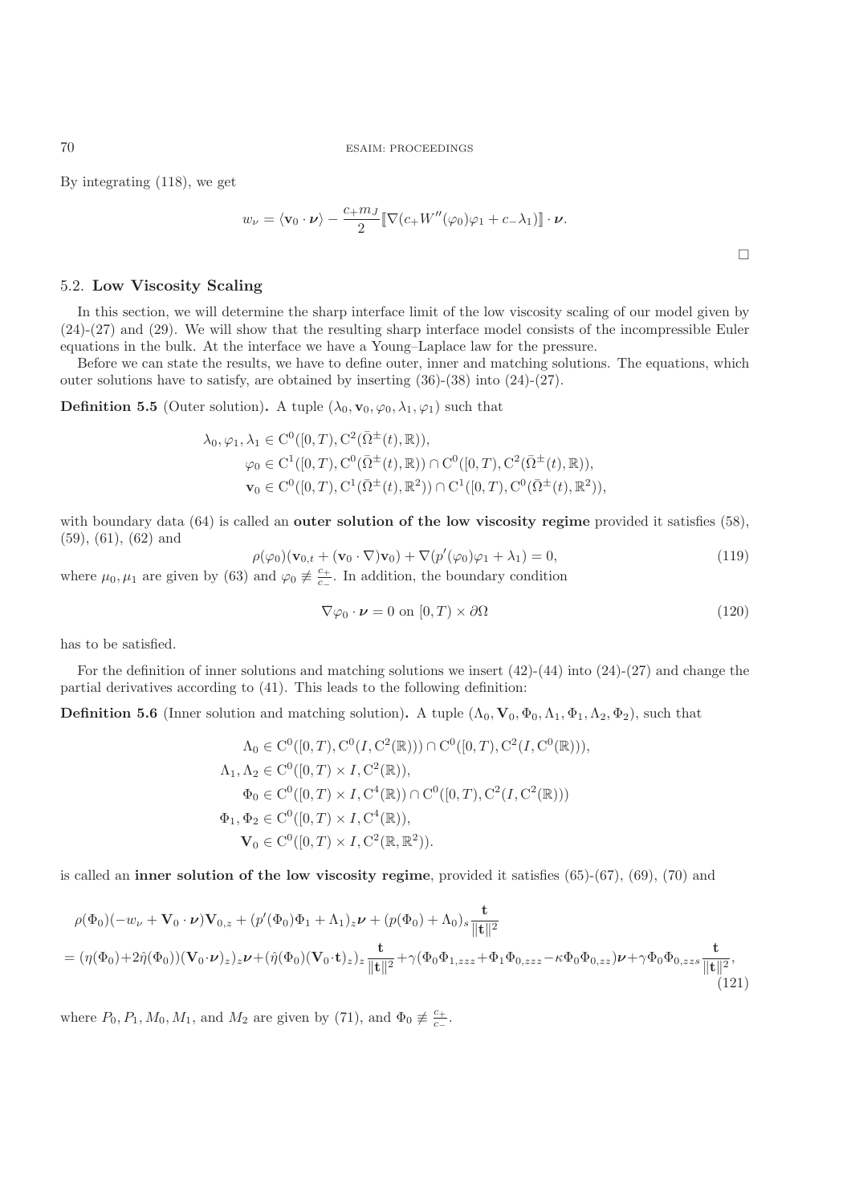By integrating (118), we get

$$w_\nu = \langle \mathbf{v}_0 \cdot \boldsymbol{\nu} \rangle - \frac{c_+ m_J}{2} [\![ \nabla (c_+ W''(\varphi_0)\varphi_1 + c_- \lambda_1) ]\!] \cdot \boldsymbol{\nu}.$$

□

### 5.2. **Low Viscosity Scaling**

In this section, we will determine the sharp interface limit of the low viscosity scaling of our model given by (24)-(27) and (29). We will show that the resulting sharp interface model consists of the incompressible Euler equations in the bulk. At the interface we have a Young–Laplace law for the pressure.

Before we can state the results, we have to define outer, inner and matching solutions. The equations, which outer solutions have to satisfy, are obtained by inserting (36)-(38) into (24)-(27).

**Definition 5.5** (Outer solution)**.** A tuple $(\lambda_0, \mathbf{v}_0, \varphi_0, \lambda_1, \varphi_1)$ such that

$$\begin{aligned}
\lambda_0, \varphi_1, \lambda_1 &\in \mathrm{C}^0([0,T), \mathrm{C}^2(\bar{\Omega}^\pm(t), \mathbb{R})), \\
\varphi_0 &\in \mathrm{C}^1([0,T), \mathrm{C}^0(\bar{\Omega}^\pm(t), \mathbb{R})) \cap \mathrm{C}^0([0,T), \mathrm{C}^2(\bar{\Omega}^\pm(t), \mathbb{R})), \\
\mathbf{v}_0 &\in \mathrm{C}^0([0,T), \mathrm{C}^1(\bar{\Omega}^\pm(t), \mathbb{R}^2)) \cap \mathrm{C}^1([0,T), \mathrm{C}^0(\bar{\Omega}^\pm(t), \mathbb{R}^2)),
\end{aligned}$$

with boundary data (64) is called an **outer solution of the low viscosity regime** provided it satisfies (58), (59), (61), (62) and

$$\rho(\varphi_0)(\mathbf{v}_{0,t} + (\mathbf{v}_0 \cdot \nabla)\mathbf{v}_0) + \nabla(p'(\varphi_0)\varphi_1 + \lambda_1) = 0, \tag{119}$$

where $\mu_0, \mu_1$ are given by (63) and $\varphi_0 \not\equiv \frac{c_+}{c_-}$. In addition, the boundary condition

$$\nabla \varphi_0 \cdot \boldsymbol{\nu} = 0 \text{ on } [0,T) \times \partial\Omega \tag{120}$$

has to be satisfied.

For the definition of inner solutions and matching solutions we insert (42)-(44) into (24)-(27) and change the partial derivatives according to (41). This leads to the following definition:

**Definition 5.6** (Inner solution and matching solution)**.** A tuple $(\Lambda_0, \mathbf{V}_0, \Phi_0, \Lambda_1, \Phi_1, \Lambda_2, \Phi_2)$, such that

$$\begin{aligned}
\Lambda_0 &\in \mathrm{C}^0([0,T), \mathrm{C}^0(I, \mathrm{C}^2(\mathbb{R}))) \cap \mathrm{C}^0([0,T), \mathrm{C}^2(I, \mathrm{C}^0(\mathbb{R}))), \\
\Lambda_1, \Lambda_2 &\in \mathrm{C}^0([0,T) \times I, \mathrm{C}^2(\mathbb{R})), \\
\Phi_0 &\in \mathrm{C}^0([0,T) \times I, \mathrm{C}^4(\mathbb{R})) \cap \mathrm{C}^0([0,T), \mathrm{C}^2(I, \mathrm{C}^2(\mathbb{R}))) \\
\Phi_1, \Phi_2 &\in \mathrm{C}^0([0,T) \times I, \mathrm{C}^4(\mathbb{R})), \\
\mathbf{V}_0 &\in \mathrm{C}^0([0,T) \times I, \mathrm{C}^2(\mathbb{R}, \mathbb{R}^2)).
\end{aligned}$$

is called an **inner solution of the low viscosity regime**, provided it satisfies (65)-(67), (69), (70) and

$$\begin{aligned}
&\rho(\Phi_0)(-w_\nu + \mathbf{V}_0 \cdot \boldsymbol{\nu})\mathbf{V}_{0,z} + (p'(\Phi_0)\Phi_1 + \Lambda_1)_z \boldsymbol{\nu} + (p(\Phi_0) + \Lambda_0)_s \frac{\mathbf{t}}{\|\mathbf{t}\|^2} \\
&= (\eta(\Phi_0) + 2\hat{\eta}(\Phi_0))(\mathbf{V}_0 \cdot \boldsymbol{\nu})_z)_z \boldsymbol{\nu} + (\hat{\eta}(\Phi_0)(\mathbf{V}_0 \cdot \mathbf{t})_z)_z \frac{\mathbf{t}}{\|\mathbf{t}\|^2} + \gamma(\Phi_0\Phi_{1,zzz} + \Phi_1\Phi_{0,zzz} - \kappa\Phi_0\Phi_{0,zz})\boldsymbol{\nu} + \gamma\Phi_0\Phi_{0,zzs}\frac{\mathbf{t}}{\|\mathbf{t}\|^2},
\end{aligned} \tag{121}$$

where $P_0, P_1, M_0, M_1$, and $M_2$ are given by (71), and $\Phi_0 \not\equiv \frac{c_+}{c_-}$.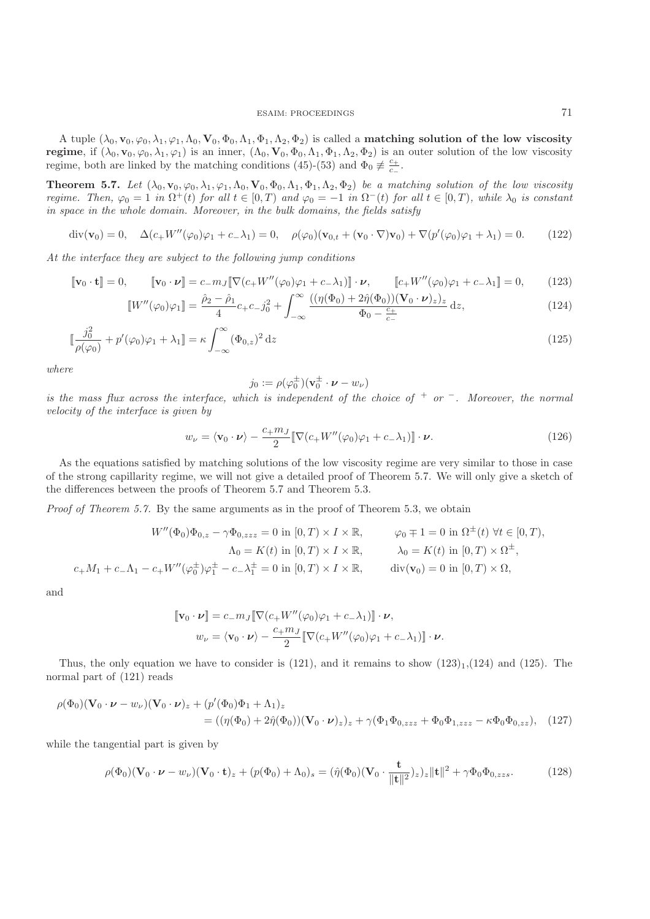A tuple $(\lambda_0, \mathbf{v}_0, \varphi_0, \lambda_1, \varphi_1, \Lambda_0, \mathbf{V}_0, \Phi_0, \Lambda_1, \Phi_1, \Lambda_2, \Phi_2)$ is called a **matching solution of the low viscosity regime**, if $(\lambda_0, \mathbf{v}_0, \varphi_0, \lambda_1, \varphi_1)$ is an inner, $(\Lambda_0, \mathbf{V}_0, \Phi_0, \Lambda_1, \Phi_1, \Lambda_2, \Phi_2)$ is an outer solution of the low viscosity regime, both are linked by the matching conditions (45)-(53) and $\Phi_0 \not\equiv \frac{c_+}{c_-}$.

**Theorem 5.7.** *Let $(\lambda_0, \mathbf{v}_0, \varphi_0, \lambda_1, \varphi_1, \Lambda_0, \mathbf{V}_0, \Phi_0, \Lambda_1, \Phi_1, \Lambda_2, \Phi_2)$ be a matching solution of the low viscosity regime. Then, $\varphi_0 = 1$ in $\Omega^+(t)$ for all $t \in [0,T)$ and $\varphi_0 = -1$ in $\Omega^-(t)$ for all $t \in [0,T)$, while $\lambda_0$ is constant in space in the whole domain. Moreover, in the bulk domains, the fields satisfy*

$$\operatorname{div}(\mathbf{v}_0) = 0, \quad \Delta(c_+ W''(\varphi_0)\varphi_1 + c_-\lambda_1) = 0, \quad \rho(\varphi_0)(\mathbf{v}_{0,t} + (\mathbf{v}_0 \cdot \nabla)\mathbf{v}_0) + \nabla(p'(\varphi_0)\varphi_1 + \lambda_1) = 0. \tag{122}$$

*At the interface they are subject to the following jump conditions*

$$[\![\mathbf{v}_0 \cdot \mathbf{t}]\!] = 0, \qquad [\![\mathbf{v}_0 \cdot \boldsymbol{\nu}]\!] = c_- m_J [\![\nabla(c_+ W''(\varphi_0)\varphi_1 + c_-\lambda_1)]\!] \cdot \boldsymbol{\nu}, \qquad [\![c_+ W''(\varphi_0)\varphi_1 + c_-\lambda_1]\!] = 0, \tag{123}$$

$$[\![W''(\varphi_0)\varphi_1]\!] = \frac{\hat{\rho}_2 - \hat{\rho}_1}{4} c_+ c_- j_0^2 + \int_{-\infty}^{\infty} \frac{((\eta(\Phi_0) + 2\hat{\eta}(\Phi_0))(\mathbf{V}_0 \cdot \boldsymbol{\nu})_z)_z}{\Phi_0 - \frac{c_+}{c_-}} \, \mathrm{d}z, \tag{124}$$

$$[\![\frac{j_0^2}{\rho(\varphi_0)} + p'(\varphi_0)\varphi_1 + \lambda_1]\!] = \kappa \int_{-\infty}^{\infty} (\Phi_{0,z})^2 \, \mathrm{d}z \tag{125}$$

*where*

$$j_0 := \rho(\varphi_0^{\pm})(\mathbf{v}_0^{\pm} \cdot \boldsymbol{\nu} - w_\nu)$$

*is the mass flux across the interface, which is independent of the choice of $^+$ or $^-$. Moreover, the normal velocity of the interface is given by*

$$w_\nu = \langle \mathbf{v}_0 \cdot \boldsymbol{\nu} \rangle - \frac{c_+ m_J}{2} [\![\nabla(c_+ W''(\varphi_0)\varphi_1 + c_-\lambda_1)]\!] \cdot \boldsymbol{\nu}. \tag{126}$$

As the equations satisfied by matching solutions of the low viscosity regime are very similar to those in case of the strong capillarity regime, we will not give a detailed proof of Theorem 5.7. We will only give a sketch of the differences between the proofs of Theorem 5.7 and Theorem 5.3.

*Proof of Theorem 5.7.* By the same arguments as in the proof of Theorem 5.3, we obtain

$$\begin{aligned}
W''(\Phi_0)\Phi_{0,z} - \gamma\Phi_{0,zzz} = 0 \text{ in } [0,T) \times I \times \mathbb{R}, \qquad & \varphi_0 \mp 1 = 0 \text{ in } \Omega^{\pm}(t) \ \forall t \in [0,T), \\
\Lambda_0 = K(t) \text{ in } [0,T) \times I \times \mathbb{R}, \qquad & \lambda_0 = K(t) \text{ in } [0,T) \times \Omega^{\pm}, \\
c_+ M_1 + c_-\Lambda_1 - c_+ W''(\varphi_0^{\pm})\varphi_1^{\pm} - c_-\lambda_1^{\pm} = 0 \text{ in } [0,T) \times I \times \mathbb{R}, \qquad & \operatorname{div}(\mathbf{v}_0) = 0 \text{ in } [0,T) \times \Omega,
\end{aligned}$$

and

$$\begin{aligned}
[\![\mathbf{v}_0 \cdot \boldsymbol{\nu}]\!] &= c_- m_J [\![\nabla(c_+ W''(\varphi_0)\varphi_1 + c_-\lambda_1)]\!] \cdot \boldsymbol{\nu}, \\
w_\nu &= \langle \mathbf{v}_0 \cdot \boldsymbol{\nu} \rangle - \frac{c_+ m_J}{2} [\![\nabla(c_+ W''(\varphi_0)\varphi_1 + c_-\lambda_1)]\!] \cdot \boldsymbol{\nu}.
\end{aligned}$$

Thus, the only equation we have to consider is (121), and it remains to show $(123)_1$,(124) and (125). The normal part of (121) reads

$$\begin{aligned}
\rho(\Phi_0)(\mathbf{V}_0 \cdot \boldsymbol{\nu} - w_\nu)(\mathbf{V}_0 \cdot \boldsymbol{\nu})_z &+ (p'(\Phi_0)\Phi_1 + \Lambda_1)_z \\
&= ((\eta(\Phi_0) + 2\hat{\eta}(\Phi_0))(\mathbf{V}_0 \cdot \boldsymbol{\nu})_z)_z + \gamma(\Phi_1\Phi_{0,zzz} + \Phi_0\Phi_{1,zzz} - \kappa\Phi_0\Phi_{0,zz}),
\end{aligned} \tag{127}$$

while the tangential part is given by

$$\rho(\Phi_0)(\mathbf{V}_0 \cdot \boldsymbol{\nu} - w_\nu)(\mathbf{V}_0 \cdot \mathbf{t})_z + (p(\Phi_0) + \Lambda_0)_s = (\hat{\eta}(\Phi_0)(\mathbf{V}_0 \cdot \frac{\mathbf{t}}{\|\mathbf{t}\|^2})_z)_z \|\mathbf{t}\|^2 + \gamma\Phi_0\Phi_{0,zzs}. \tag{128}$$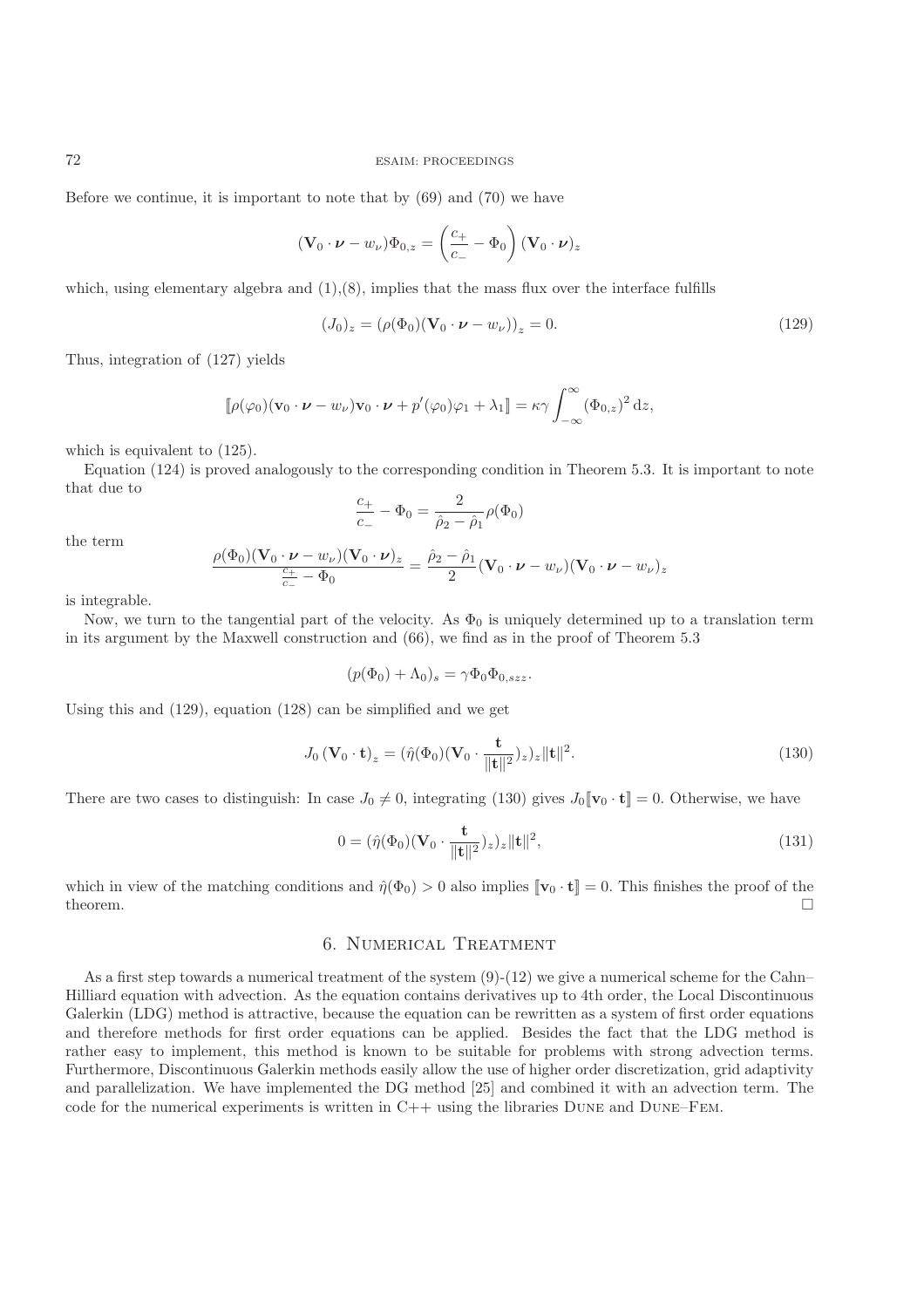Before we continue, it is important to note that by (69) and (70) we have

$$(\mathbf{V}_0 \cdot \boldsymbol{\nu} - w_\nu)\Phi_{0,z} = \left(\frac{c_+}{c_-} - \Phi_0\right)(\mathbf{V}_0 \cdot \boldsymbol{\nu})_z$$

which, using elementary algebra and (1),(8), implies that the mass flux over the interface fulfills

$$(J_0)_z = (\rho(\Phi_0)(\mathbf{V}_0 \cdot \boldsymbol{\nu} - w_\nu))_z = 0. \tag{129}$$

Thus, integration of (127) yields

$$[\![\rho(\varphi_0)(\mathbf{v}_0 \cdot \boldsymbol{\nu} - w_\nu)\mathbf{v}_0 \cdot \boldsymbol{\nu} + p'(\varphi_0)\varphi_1 + \lambda_1]\!] = \kappa\gamma \int_{-\infty}^{\infty} (\Phi_{0,z})^2 \,\mathrm{d}z,$$

which is equivalent to (125).

Equation (124) is proved analogously to the corresponding condition in Theorem 5.3. It is important to note that due to

$$\frac{c_+}{c_-} - \Phi_0 = \frac{2}{\hat{\rho}_2 - \hat{\rho}_1}\rho(\Phi_0)$$

the term

$$\frac{\rho(\Phi_0)(\mathbf{V}_0 \cdot \boldsymbol{\nu} - w_\nu)(\mathbf{V}_0 \cdot \boldsymbol{\nu})_z}{\frac{c_+}{c_-} - \Phi_0} = \frac{\hat{\rho}_2 - \hat{\rho}_1}{2}(\mathbf{V}_0 \cdot \boldsymbol{\nu} - w_\nu)(\mathbf{V}_0 \cdot \boldsymbol{\nu} - w_\nu)_z$$

is integrable.

Now, we turn to the tangential part of the velocity. As $\Phi_0$ is uniquely determined up to a translation term in its argument by the Maxwell construction and (66), we find as in the proof of Theorem 5.3

$$(p(\Phi_0) + \Lambda_0)_s = \gamma \Phi_0 \Phi_{0,szz}.$$

Using this and (129), equation (128) can be simplified and we get

$$J_0 \left(\mathbf{V}_0 \cdot \mathbf{t}\right)_z = (\hat{\eta}(\Phi_0)(\mathbf{V}_0 \cdot \frac{\mathbf{t}}{\|\mathbf{t}\|^2})_z)_z \|\mathbf{t}\|^2. \tag{130}$$

There are two cases to distinguish: In case $J_0 \neq 0$, integrating (130) gives $J_0[\![\mathbf{v}_0 \cdot \mathbf{t}]\!] = 0$. Otherwise, we have

$$0 = (\hat{\eta}(\Phi_0)(\mathbf{V}_0 \cdot \frac{\mathbf{t}}{\|\mathbf{t}\|^2})_z)_z \|\mathbf{t}\|^2, \tag{131}$$

which in view of the matching conditions and $\hat{\eta}(\Phi_0) > 0$ also implies $[\![\mathbf{v}_0 \cdot \mathbf{t}]\!] = 0$. This finishes the proof of the theorem. □

## 6. Numerical Treatment

As a first step towards a numerical treatment of the system (9)-(12) we give a numerical scheme for the Cahn–Hilliard equation with advection. As the equation contains derivatives up to 4th order, the Local Discontinuous Galerkin (LDG) method is attractive, because the equation can be rewritten as a system of first order equations and therefore methods for first order equations can be applied. Besides the fact that the LDG method is rather easy to implement, this method is known to be suitable for problems with strong advection terms. Furthermore, Discontinuous Galerkin methods easily allow the use of higher order discretization, grid adaptivity and parallelization. We have implemented the DG method [25] and combined it with an advection term. The code for the numerical experiments is written in C++ using the libraries Dune and Dune–Fem.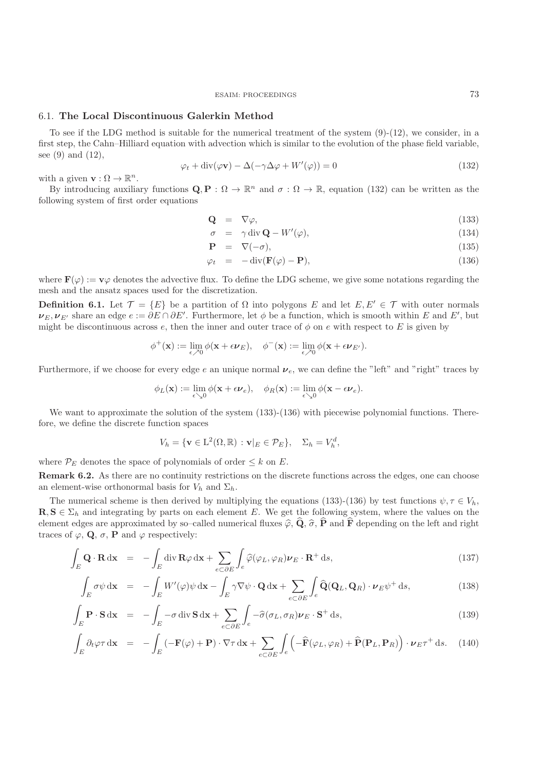### 6.1. **The Local Discontinuous Galerkin Method**

To see if the LDG method is suitable for the numerical treatment of the system (9)-(12), we consider, in a first step, the Cahn–Hilliard equation with advection which is similar to the evolution of the phase field variable, see (9) and (12),

$$\varphi_t + \operatorname{div}(\varphi \mathbf{v}) - \Delta(-\gamma\Delta\varphi + W'(\varphi)) = 0 \tag{132}$$

with a given $\mathbf{v} : \Omega \to \mathbb{R}^n$.

By introducing auxiliary functions $\mathbf{Q}, \mathbf{P} : \Omega \to \mathbb{R}^n$ and $\sigma : \Omega \to \mathbb{R}$, equation (132) can be written as the following system of first order equations

$$\mathbf{Q} = \nabla\varphi, \tag{133}$$

$$\sigma = \gamma \operatorname{div} \mathbf{Q} - W'(\varphi), \tag{134}$$

$$\mathbf{P} = \nabla(-\sigma), \tag{135}$$

$$\varphi_t = -\operatorname{div}(\mathbf{F}(\varphi) - \mathbf{P}), \tag{136}$$

where $\mathbf{F}(\varphi) := \mathbf{v}\varphi$ denotes the advective flux. To define the LDG scheme, we give some notations regarding the mesh and the ansatz spaces used for the discretization.

**Definition 6.1.** Let $\mathcal{T} = \{E\}$ be a partition of $\Omega$ into polygons $E$ and let $E, E' \in \mathcal{T}$ with outer normals $\boldsymbol{\nu}_E, \boldsymbol{\nu}_{E'}$ share an edge $e := \partial E \cap \partial E'$. Furthermore, let $\phi$ be a function, which is smooth within $E$ and $E'$, but might be discontinuous across $e$, then the inner and outer trace of $\phi$ on $e$ with respect to $E$ is given by

$$\phi^+(\mathbf{x}) := \lim_{\epsilon \nearrow 0} \phi(\mathbf{x} + \epsilon\boldsymbol{\nu}_E), \quad \phi^-(\mathbf{x}) := \lim_{\epsilon \nearrow 0} \phi(\mathbf{x} + \epsilon\boldsymbol{\nu}_{E'}).$$

Furthermore, if we choose for every edge $e$ an unique normal $\boldsymbol{\nu}_e$, we can define the "left" and "right" traces by

$$\phi_L(\mathbf{x}) := \lim_{\epsilon \searrow 0} \phi(\mathbf{x} + \epsilon\boldsymbol{\nu}_e), \quad \phi_R(\mathbf{x}) := \lim_{\epsilon \searrow 0} \phi(\mathbf{x} - \epsilon\boldsymbol{\nu}_e).$$

We want to approximate the solution of the system (133)-(136) with piecewise polynomial functions. Therefore, we define the discrete function spaces

$$V_h = \{\mathbf{v} \in \mathrm{L}^2(\Omega, \mathbb{R}) : \mathbf{v}|_E \in \mathcal{P}_E\}, \quad \Sigma_h = V_h^d,$$

where $\mathcal{P}_E$ denotes the space of polynomials of order $\leq k$ on $E$.

**Remark 6.2.** As there are no continuity restrictions on the discrete functions across the edges, one can choose an element-wise orthonormal basis for $V_h$ and $\Sigma_h$.

The numerical scheme is then derived by multiplying the equations (133)-(136) by test functions $\psi, \tau \in V_h$, $\mathbf{R}, \mathbf{S} \in \Sigma_h$ and integrating by parts on each element $E$. We get the following system, where the values on the element edges are approximated by so–called numerical fluxes $\widehat{\varphi}$, $\widehat{\mathbf{Q}}$, $\widehat{\sigma}$, $\widehat{\mathbf{P}}$ and $\widehat{\mathbf{F}}$ depending on the left and right traces of $\varphi$, $\mathbf{Q}$, $\sigma$, $\mathbf{P}$ and $\varphi$ respectively:

$$\int_E \mathbf{Q} \cdot \mathbf{R} \,\mathrm{d}\mathbf{x} = -\int_E \operatorname{div} \mathbf{R}\varphi \,\mathrm{d}\mathbf{x} + \sum_{e \subset \partial E} \int_e \widehat{\varphi}(\varphi_L, \varphi_R)\boldsymbol{\nu}_E \cdot \mathbf{R}^+ \,\mathrm{d}s, \tag{137}$$

$$\int_E \sigma\psi \,\mathrm{d}\mathbf{x} = -\int_E W'(\varphi)\psi \,\mathrm{d}\mathbf{x} - \int_E \gamma\nabla\psi \cdot \mathbf{Q} \,\mathrm{d}\mathbf{x} + \sum_{e \subset \partial E} \int_e \widehat{\mathbf{Q}}(\mathbf{Q}_L, \mathbf{Q}_R) \cdot \boldsymbol{\nu}_E\psi^+ \,\mathrm{d}s, \tag{138}$$

$$\int_E \mathbf{P} \cdot \mathbf{S} \,\mathrm{d}\mathbf{x} = -\int_E -\sigma \operatorname{div} \mathbf{S} \,\mathrm{d}\mathbf{x} + \sum_{e \subset \partial E} \int_e -\widehat{\sigma}(\sigma_L, \sigma_R)\boldsymbol{\nu}_E \cdot \mathbf{S}^+ \,\mathrm{d}s, \tag{139}$$

$$\int_E \partial_t\varphi\tau \,\mathrm{d}\mathbf{x} = -\int_E (-\mathbf{F}(\varphi) + \mathbf{P}) \cdot \nabla\tau \,\mathrm{d}\mathbf{x} + \sum_{e \subset \partial E} \int_e \left(-\widehat{\mathbf{F}}(\varphi_L, \varphi_R) + \widehat{\mathbf{P}}(\mathbf{P}_L, \mathbf{P}_R)\right) \cdot \boldsymbol{\nu}_E\tau^+ \,\mathrm{d}s. \tag{140}$$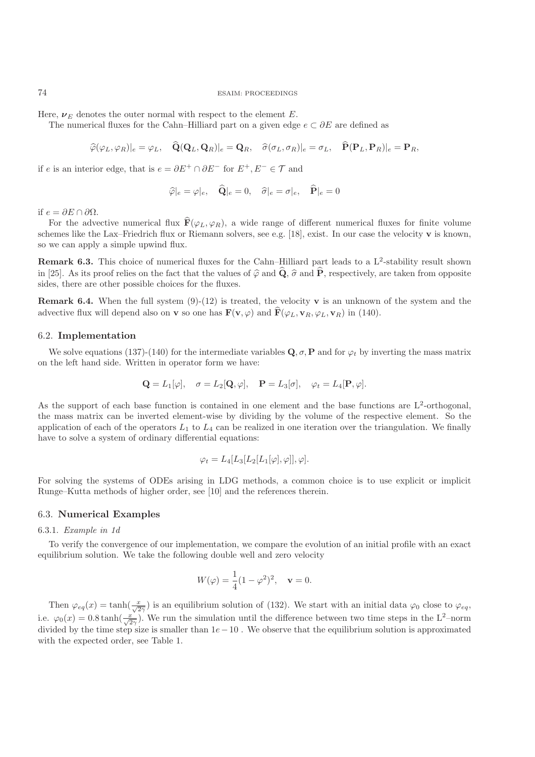Here, $\boldsymbol{\nu}_E$ denotes the outer normal with respect to the element $E$.

The numerical fluxes for the Cahn–Hilliard part on a given edge $e \subset \partial E$ are defined as

$$\widehat{\varphi}(\varphi_L, \varphi_R)|_e = \varphi_L, \quad \widehat{\mathbf{Q}}(\mathbf{Q}_L, \mathbf{Q}_R)|_e = \mathbf{Q}_R, \quad \widehat{\sigma}(\sigma_L, \sigma_R)|_e = \sigma_L, \quad \widehat{\mathbf{P}}(\mathbf{P}_L, \mathbf{P}_R)|_e = \mathbf{P}_R,$$

if $e$ is an interior edge, that is $e = \partial E^+ \cap \partial E^-$ for $E^+, E^- \in \mathcal{T}$ and

$$\widehat{\varphi}|_e = \varphi|_e, \quad \widehat{\mathbf{Q}}|_e = 0, \quad \widehat{\sigma}|_e = \sigma|_e, \quad \widehat{\mathbf{P}}|_e = 0$$

if $e = \partial E \cap \partial \Omega$.

For the advective numerical flux $\widehat{\mathbf{F}}(\varphi_L, \varphi_R)$, a wide range of different numerical fluxes for finite volume schemes like the Lax–Friedrich flux or Riemann solvers, see e.g. [18], exist. In our case the velocity $\mathbf{v}$ is known, so we can apply a simple upwind flux.

**Remark 6.3.** This choice of numerical fluxes for the Cahn–Hilliard part leads to a $L^2$-stability result shown in [25]. As its proof relies on the fact that the values of $\widehat{\varphi}$ and $\widehat{\mathbf{Q}}$, $\widehat{\sigma}$ and $\widehat{\mathbf{P}}$, respectively, are taken from opposite sides, there are other possible choices for the fluxes.

**Remark 6.4.** When the full system (9)-(12) is treated, the velocity $\mathbf{v}$ is an unknown of the system and the advective flux will depend also on $\mathbf{v}$ so one has $\mathbf{F}(\mathbf{v}, \varphi)$ and $\widehat{\mathbf{F}}(\varphi_L, \mathbf{v}_R, \varphi_L, \mathbf{v}_R)$ in (140).

### 6.2. Implementation

We solve equations (137)-(140) for the intermediate variables $\mathbf{Q}, \sigma, \mathbf{P}$ and for $\varphi_t$ by inverting the mass matrix on the left hand side. Written in operator form we have:

$$\mathbf{Q} = L_1[\varphi], \quad \sigma = L_2[\mathbf{Q}, \varphi], \quad \mathbf{P} = L_3[\sigma], \quad \varphi_t = L_4[\mathbf{P}, \varphi].$$

As the support of each base function is contained in one element and the base functions are $L^2$-orthogonal, the mass matrix can be inverted element-wise by dividing by the volume of the respective element. So the application of each of the operators $L_1$ to $L_4$ can be realized in one iteration over the triangulation. We finally have to solve a system of ordinary differential equations:

$$\varphi_t = L_4[L_3[L_2[L_1[\varphi], \varphi]], \varphi].$$

For solving the systems of ODEs arising in LDG methods, a common choice is to use explicit or implicit Runge–Kutta methods of higher order, see [10] and the references therein.

### 6.3. Numerical Examples

#### 6.3.1. *Example in 1d*

To verify the convergence of our implementation, we compare the evolution of an initial profile with an exact equilibrium solution. We take the following double well and zero velocity

$$W(\varphi) = \frac{1}{4}(1 - \varphi^2)^2, \quad \mathbf{v} = 0.$$

Then $\varphi_{eq}(x) = \tanh(\frac{x}{\sqrt{2\gamma}})$ is an equilibrium solution of (132). We start with an initial data $\varphi_0$ close to $\varphi_{eq}$, i.e. $\varphi_0(x) = 0.8 \tanh(\frac{x}{\sqrt{2\gamma}})$. We run the simulation until the difference between two time steps in the $L^2$–norm divided by the time step size is smaller than $1e-10$ . We observe that the equilibrium solution is approximated with the expected order, see Table 1.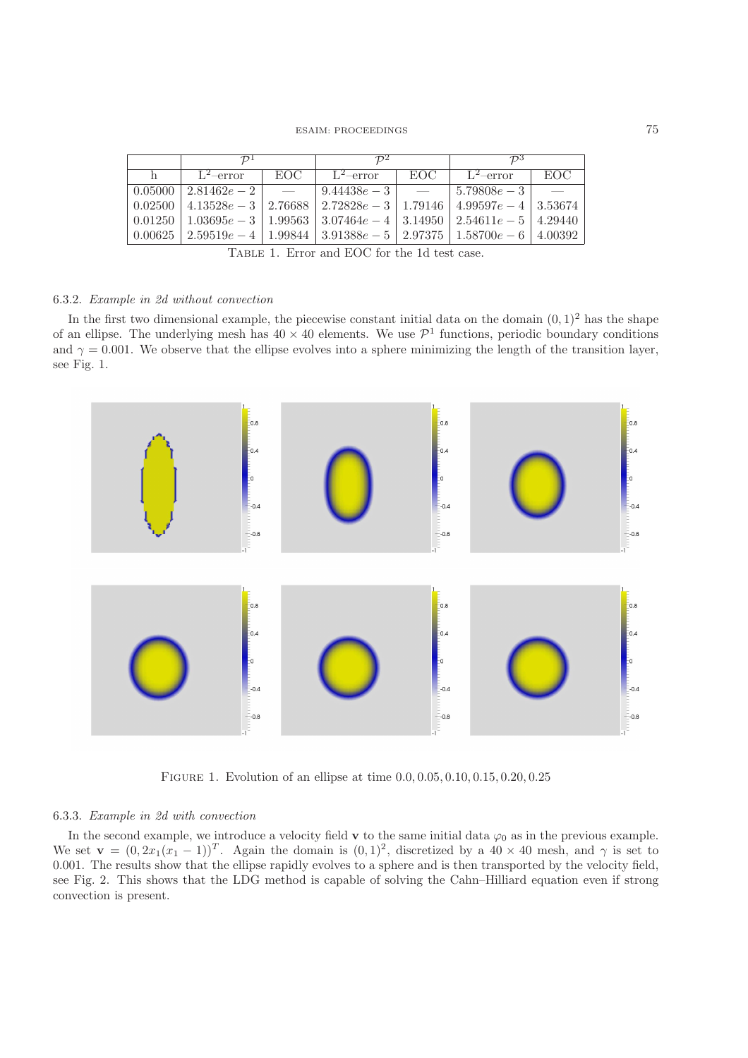| | $\mathcal{P}^1$ | | $\mathcal{P}^2$ | | $\mathcal{P}^3$ | |
|---|---|---|---|---|---|---|
| h | $\mathrm{L}^2$–error | EOC | $\mathrm{L}^2$–error | EOC | $\mathrm{L}^2$–error | EOC |
| 0.05000 | $2.81462e-2$ | — | $9.44438e-3$ | — | $5.79808e-3$ | — |
| 0.02500 | $4.13528e-3$ | 2.76688 | $2.72828e-3$ | 1.79146 | $4.99597e-4$ | 3.53674 |
| 0.01250 | $1.03695e-3$ | 1.99563 | $3.07464e-4$ | 3.14950 | $2.54611e-5$ | 4.29440 |
| 0.00625 | $2.59519e-4$ | 1.99844 | $3.91388e-5$ | 2.97375 | $1.58700e-6$ | 4.00392 |

Table 1. Error and EOC for the 1d test case.

#### 6.3.2. *Example in 2d without convection*

In the first two dimensional example, the piecewise constant initial data on the domain $(0,1)^2$ has the shape of an ellipse. The underlying mesh has $40 \times 40$ elements. We use $\mathcal{P}^1$ functions, periodic boundary conditions and $\gamma = 0.001$. We observe that the ellipse evolves into a sphere minimizing the length of the transition layer, see Fig. 1.

Figure 1. Evolution of an ellipse at time $0.0, 0.05, 0.10, 0.15, 0.20, 0.25$

#### 6.3.3. *Example in 2d with convection*

In the second example, we introduce a velocity field $\mathbf{v}$ to the same initial data $\varphi_0$ as in the previous example. We set $\mathbf{v} = (0, 2x_1(x_1-1))^T$. Again the domain is $(0,1)^2$, discretized by a $40 \times 40$ mesh, and $\gamma$ is set to $0.001$. The results show that the ellipse rapidly evolves to a sphere and is then transported by the velocity field, see Fig. 2. This shows that the LDG method is capable of solving the Cahn–Hilliard equation even if strong convection is present.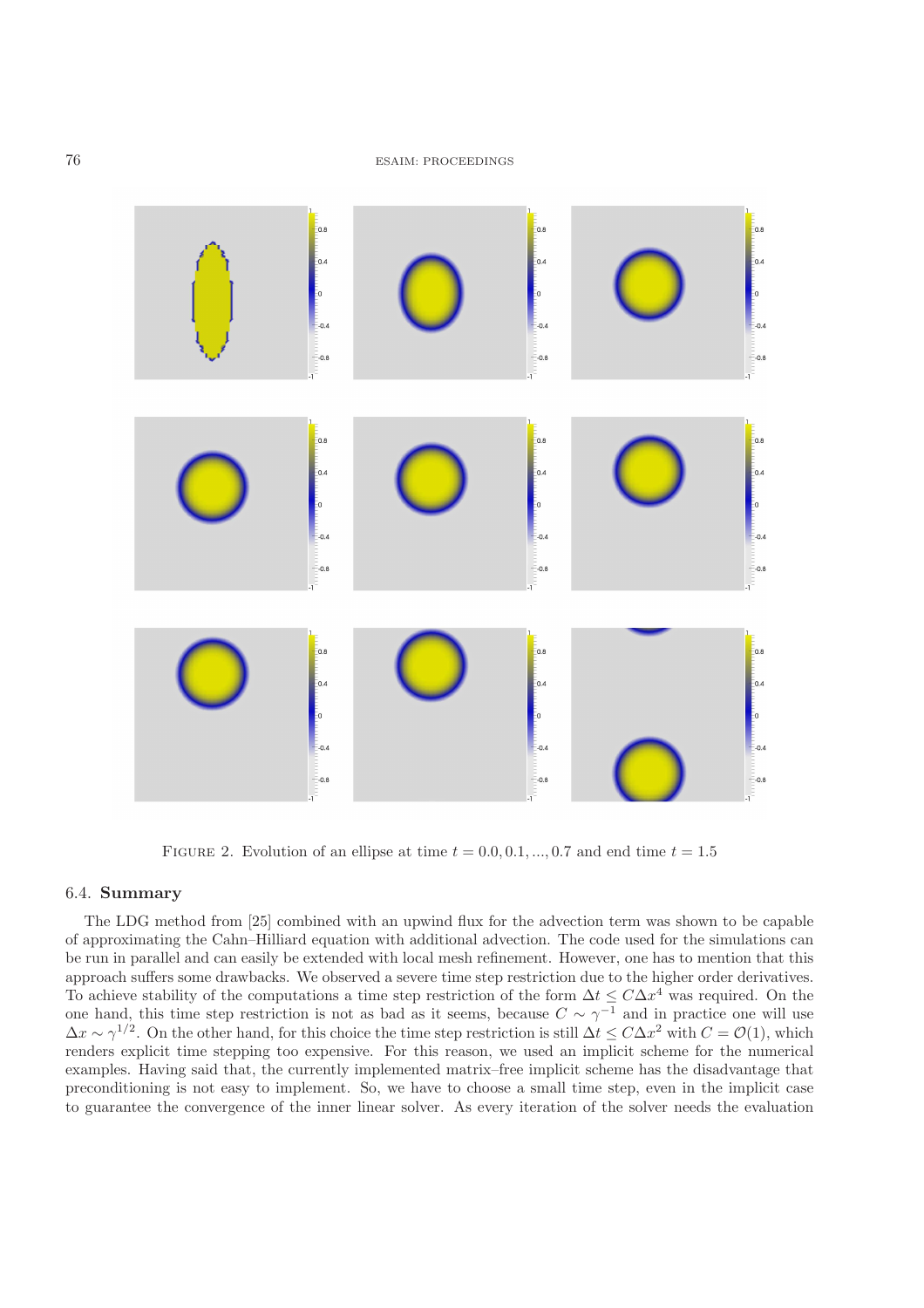Figure 2. Evolution of an ellipse at time $t = 0.0, 0.1, ..., 0.7$ and end time $t = 1.5$

### 6.4. **Summary**

The LDG method from [25] combined with an upwind flux for the advection term was shown to be capable of approximating the Cahn–Hilliard equation with additional advection. The code used for the simulations can be run in parallel and can easily be extended with local mesh refinement. However, one has to mention that this approach suffers some drawbacks. We observed a severe time step restriction due to the higher order derivatives. To achieve stability of the computations a time step restriction of the form $\Delta t \leq C\Delta x^4$ was required. On the one hand, this time step restriction is not as bad as it seems, because $C \sim \gamma^{-1}$ and in practice one will use $\Delta x \sim \gamma^{1/2}$. On the other hand, for this choice the time step restriction is still $\Delta t \leq C\Delta x^2$ with $C = \mathcal{O}(1)$, which renders explicit time stepping too expensive. For this reason, we used an implicit scheme for the numerical examples. Having said that, the currently implemented matrix–free implicit scheme has the disadvantage that preconditioning is not easy to implement. So, we have to choose a small time step, even in the implicit case to guarantee the convergence of the inner linear solver. As every iteration of the solver needs the evaluation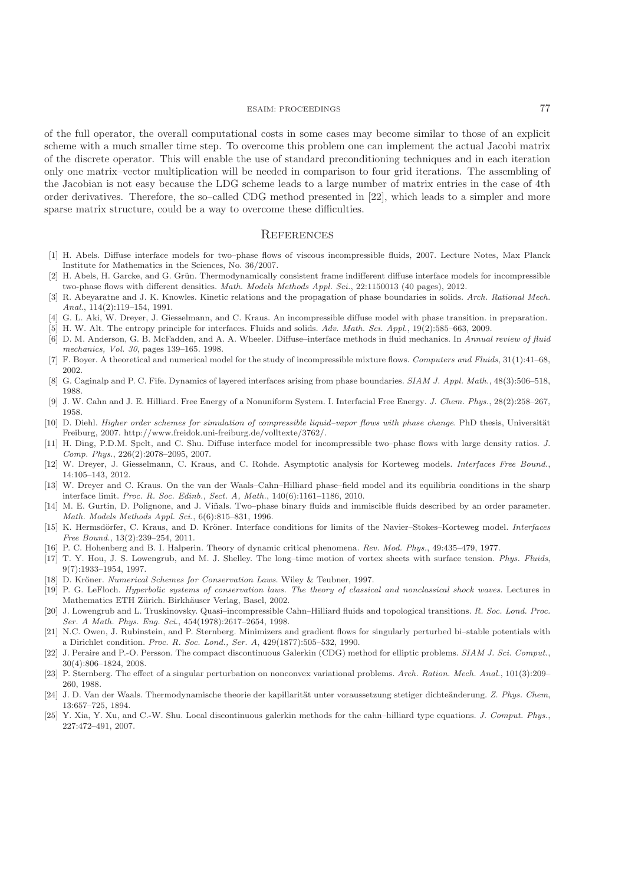of the full operator, the overall computational costs in some cases may become similar to those of an explicit scheme with a much smaller time step. To overcome this problem one can implement the actual Jacobi matrix of the discrete operator. This will enable the use of standard preconditioning techniques and in each iteration only one matrix–vector multiplication will be needed in comparison to four grid iterations. The assembling of the Jacobian is not easy because the LDG scheme leads to a large number of matrix entries in the case of 4th order derivatives. Therefore, the so–called CDG method presented in [22], which leads to a simpler and more sparse matrix structure, could be a way to overcome these difficulties.

## References

[1] H. Abels. Diffuse interface models for two–phase flows of viscous incompressible fluids, 2007. Lecture Notes, Max Planck Institute for Mathematics in the Sciences, No. 36/2007.

[2] H. Abels, H. Garcke, and G. Grün. Thermodynamically consistent frame indifferent diffuse interface models for incompressible two-phase flows with different densities. *Math. Models Methods Appl. Sci.*, 22:1150013 (40 pages), 2012.

[3] R. Abeyaratne and J. K. Knowles. Kinetic relations and the propagation of phase boundaries in solids. *Arch. Rational Mech. Anal.*, 114(2):119–154, 1991.

[4] G. L. Aki, W. Dreyer, J. Giesselmann, and C. Kraus. An incompressible diffuse model with phase transition. in preparation.

[5] H. W. Alt. The entropy principle for interfaces. Fluids and solids. *Adv. Math. Sci. Appl.*, 19(2):585–663, 2009.

[6] D. M. Anderson, G. B. McFadden, and A. A. Wheeler. Diffuse–interface methods in fluid mechanics. In *Annual review of fluid mechanics, Vol. 30*, pages 139–165. 1998.

[7] F. Boyer. A theoretical and numerical model for the study of incompressible mixture flows. *Computers and Fluids*, 31(1):41–68, 2002.

[8] G. Caginalp and P. C. Fife. Dynamics of layered interfaces arising from phase boundaries. *SIAM J. Appl. Math.*, 48(3):506–518, 1988.

[9] J. W. Cahn and J. E. Hilliard. Free Energy of a Nonuniform System. I. Interfacial Free Energy. *J. Chem. Phys.*, 28(2):258–267, 1958.

[10] D. Diehl. *Higher order schemes for simulation of compressible liquid–vapor flows with phase change*. PhD thesis, Universität Freiburg, 2007. http://www.freidok.uni-freiburg.de/volltexte/3762/.

[11] H. Ding, P.D.M. Spelt, and C. Shu. Diffuse interface model for incompressible two–phase flows with large density ratios. *J. Comp. Phys.*, 226(2):2078–2095, 2007.

[12] W. Dreyer, J. Giesselmann, C. Kraus, and C. Rohde. Asymptotic analysis for Korteweg models. *Interfaces Free Bound.*, 14:105–143, 2012.

[13] W. Dreyer and C. Kraus. On the van der Waals–Cahn–Hilliard phase–field model and its equilibria conditions in the sharp interface limit. *Proc. R. Soc. Edinb., Sect. A, Math.*, 140(6):1161–1186, 2010.

[14] M. E. Gurtin, D. Polignone, and J. Viñals. Two–phase binary fluids and immiscible fluids described by an order parameter. *Math. Models Methods Appl. Sci.*, 6(6):815–831, 1996.

[15] K. Hermsdörfer, C. Kraus, and D. Kröner. Interface conditions for limits of the Navier–Stokes–Korteweg model. *Interfaces Free Bound.*, 13(2):239–254, 2011.

[16] P. C. Hohenberg and B. I. Halperin. Theory of dynamic critical phenomena. *Rev. Mod. Phys.*, 49:435–479, 1977.

[17] T. Y. Hou, J. S. Lowengrub, and M. J. Shelley. The long–time motion of vortex sheets with surface tension. *Phys. Fluids*, 9(7):1933–1954, 1997.

[18] D. Kröner. *Numerical Schemes for Conservation Laws*. Wiley & Teubner, 1997.

[19] P. G. LeFloch. *Hyperbolic systems of conservation laws. The theory of classical and nonclassical shock waves*. Lectures in Mathematics ETH Zürich. Birkhäuser Verlag, Basel, 2002.

[20] J. Lowengrub and L. Truskinovsky. Quasi–incompressible Cahn–Hilliard fluids and topological transitions. *R. Soc. Lond. Proc. Ser. A Math. Phys. Eng. Sci.*, 454(1978):2617–2654, 1998.

[21] N.C. Owen, J. Rubinstein, and P. Sternberg. Minimizers and gradient flows for singularly perturbed bi–stable potentials with a Dirichlet condition. *Proc. R. Soc. Lond., Ser. A*, 429(1877):505–532, 1990.

[22] J. Peraire and P.-O. Persson. The compact discontinuous Galerkin (CDG) method for elliptic problems. *SIAM J. Sci. Comput.*, 30(4):806–1824, 2008.

[23] P. Sternberg. The effect of a singular perturbation on nonconvex variational problems. *Arch. Ration. Mech. Anal.*, 101(3):209–260, 1988.

[24] J. D. Van der Waals. Thermodynamische theorie der kapillarität unter voraussetzung stetiger dichteänderung. *Z. Phys. Chem*, 13:657–725, 1894.

[25] Y. Xia, Y. Xu, and C.-W. Shu. Local discontinuous galerkin methods for the cahn–hilliard type equations. *J. Comput. Phys.*, 227:472–491, 2007.